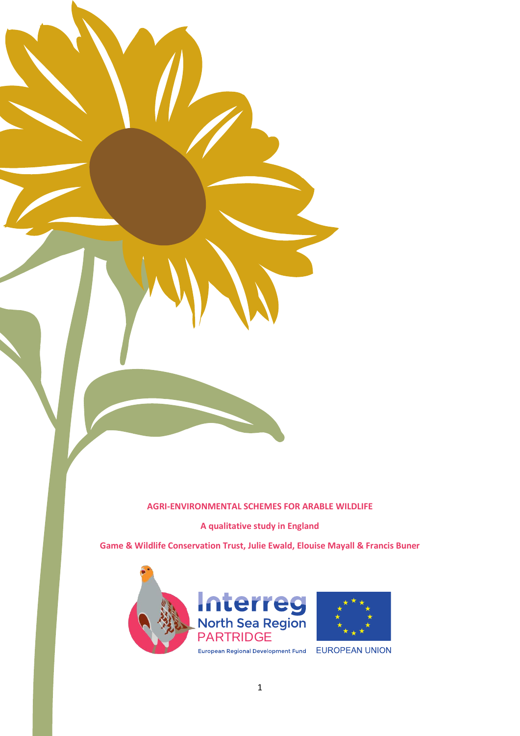**AGRI-ENVIRONMENTAL SCHEMES FOR ARABLE WILDLIFE**

**A qualitative study in England**

**Game & Wildlife Conservation Trust, Julie Ewald, Elouise Mayall & Francis Buner**

Interreg North Sea Region PARTRIDGE

European Regional Development Fund

EUROPEAN UNION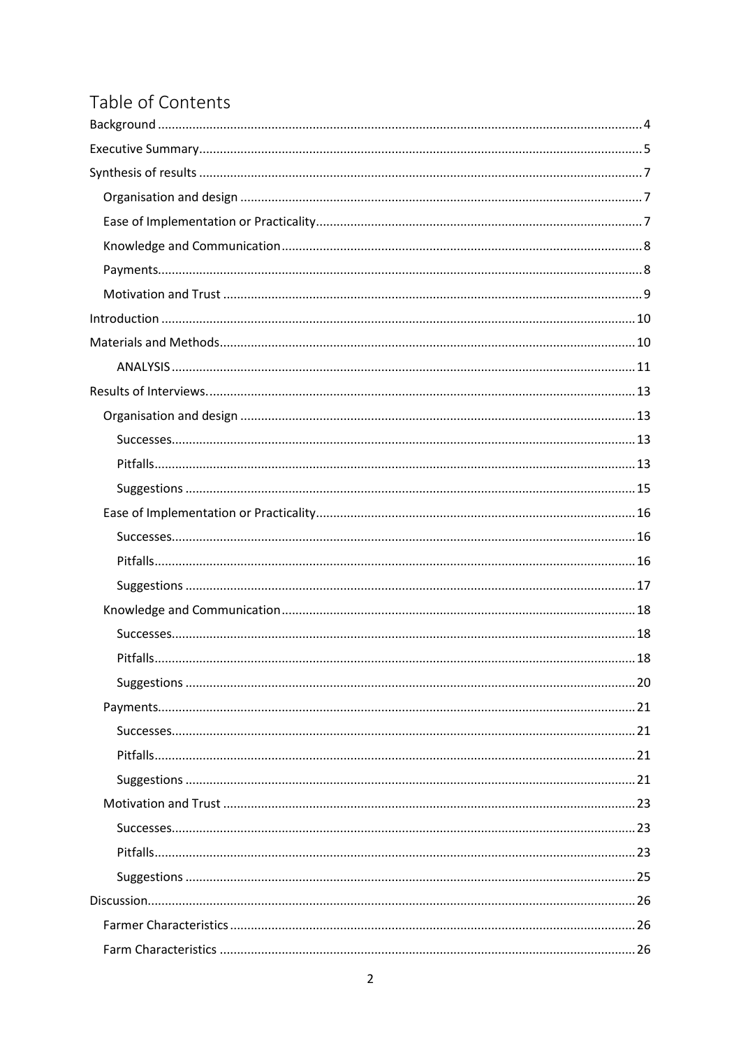# Table of Contents

- Background ... 4
- Executive Summary ... 5
- Synthesis of results ... 7
  - Organisation and design ... 7
  - Ease of Implementation or Practicality ... 7
  - Knowledge and Communication ... 8
  - Payments ... 8
  - Motivation and Trust ... 9
- Introduction ... 10
- Materials and Methods ... 10
    - ANALYSIS ... 11
- Results of Interviews. ... 13
  - Organisation and design ... 13
    - Successes ... 13
    - Pitfalls ... 13
    - Suggestions ... 15
  - Ease of Implementation or Practicality ... 16
    - Successes ... 16
    - Pitfalls ... 16
    - Suggestions ... 17
  - Knowledge and Communication ... 18
    - Successes ... 18
    - Pitfalls ... 18
    - Suggestions ... 20
  - Payments ... 21
    - Successes ... 21
    - Pitfalls ... 21
    - Suggestions ... 21
  - Motivation and Trust ... 23
    - Successes ... 23
    - Pitfalls ... 23
    - Suggestions ... 25
- Discussion ... 26
  - Farmer Characteristics ... 26
  - Farm Characteristics ... 26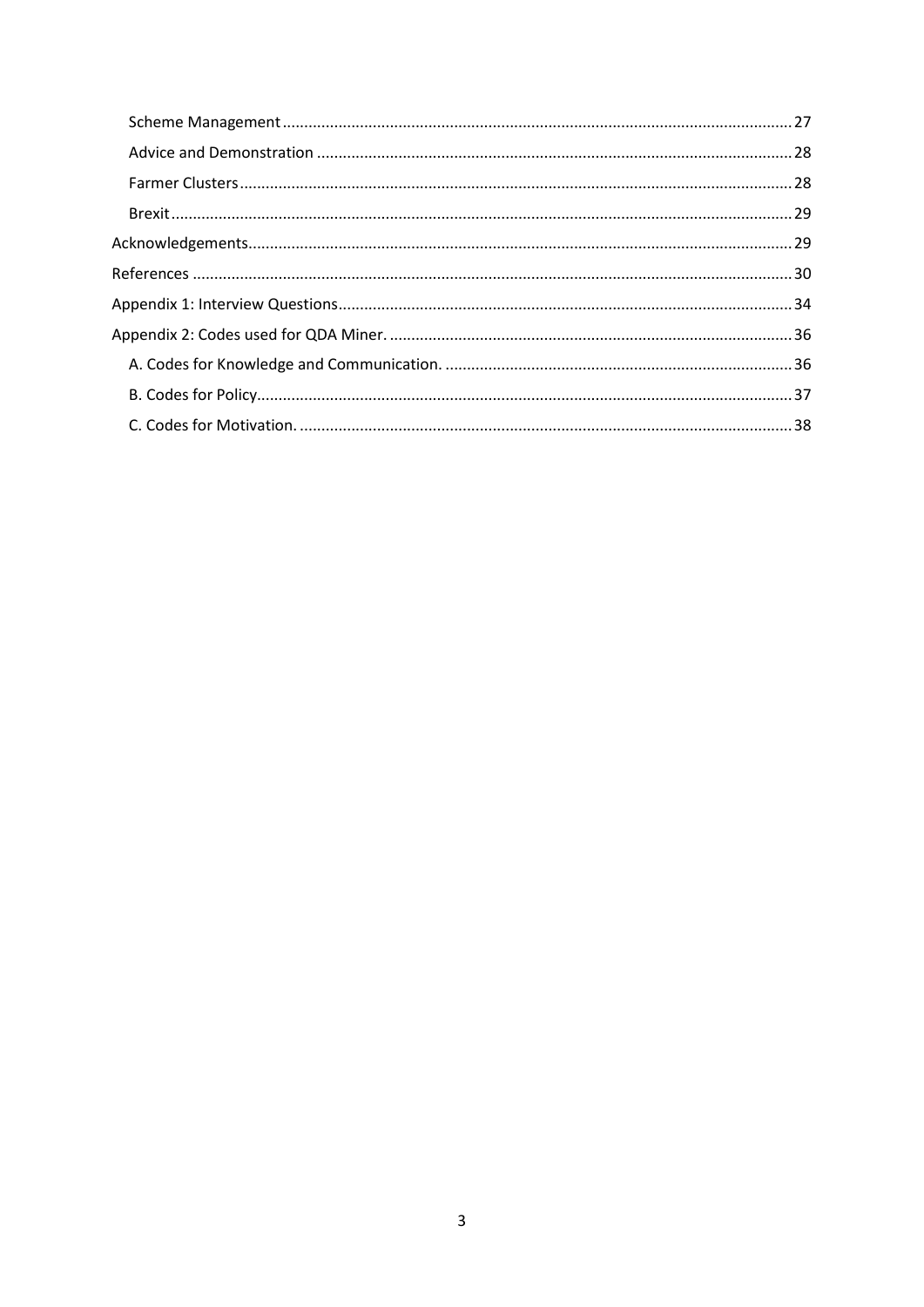Scheme Management ..... 27

Advice and Demonstration ..... 28

Farmer Clusters ..... 28

Brexit ..... 29

Acknowledgements ..... 29

References ..... 30

Appendix 1: Interview Questions ..... 34

Appendix 2: Codes used for QDA Miner. ..... 36

A. Codes for Knowledge and Communication. ..... 36

B. Codes for Policy ..... 37

C. Codes for Motivation. ..... 38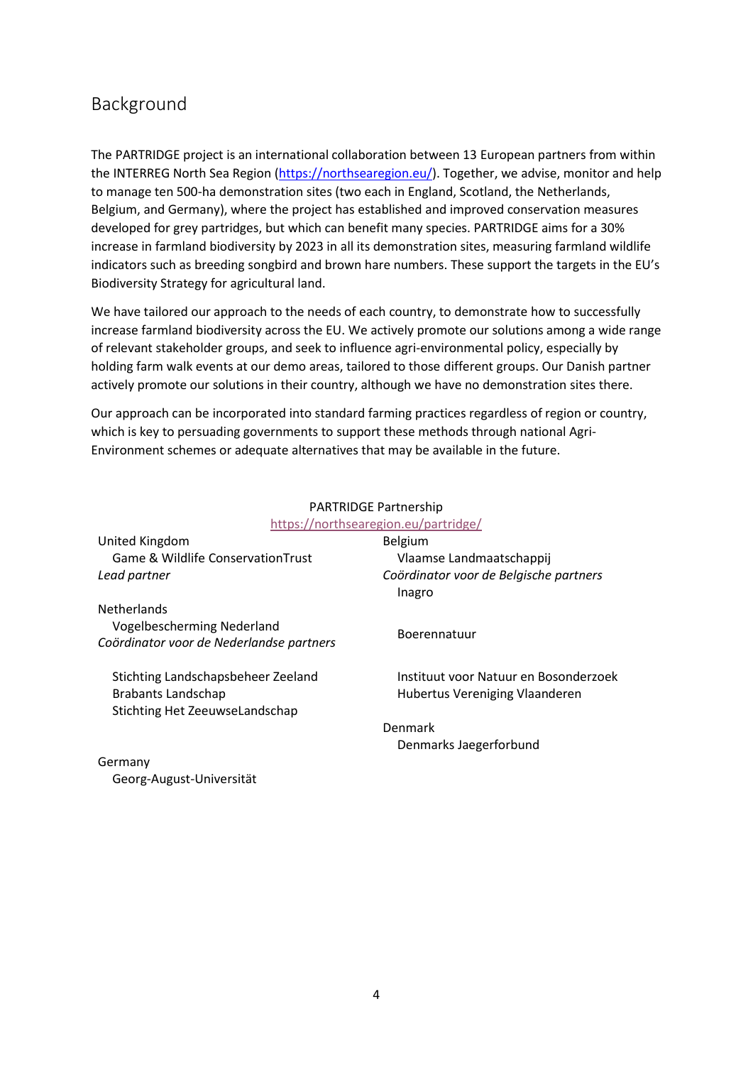## Background

The PARTRIDGE project is an international collaboration between 13 European partners from within the INTERREG North Sea Region (https://northsearegion.eu/). Together, we advise, monitor and help to manage ten 500-ha demonstration sites (two each in England, Scotland, the Netherlands, Belgium, and Germany), where the project has established and improved conservation measures developed for grey partridges, but which can benefit many species. PARTRIDGE aims for a 30% increase in farmland biodiversity by 2023 in all its demonstration sites, measuring farmland wildlife indicators such as breeding songbird and brown hare numbers. These support the targets in the EU's Biodiversity Strategy for agricultural land.

We have tailored our approach to the needs of each country, to demonstrate how to successfully increase farmland biodiversity across the EU. We actively promote our solutions among a wide range of relevant stakeholder groups, and seek to influence agri-environmental policy, especially by holding farm walk events at our demo areas, tailored to those different groups. Our Danish partner actively promote our solutions in their country, although we have no demonstration sites there.

Our approach can be incorporated into standard farming practices regardless of region or country, which is key to persuading governments to support these methods through national Agri-Environment schemes or adequate alternatives that may be available in the future.

PARTRIDGE Partnership
https://northsearegion.eu/partridge/

United Kingdom
- Game & Wildlife ConservationTrust
*Lead partner*

Netherlands
- Vogelbescherming Nederland
*Coördinator voor de Nederlandse partners*
- Stichting Landschapsbeheer Zeeland
- Brabants Landschap
- Stichting Het ZeeuwseLandschap

Germany
- Georg-August-Universität

Belgium
- Vlaamse Landmaatschappij
*Coördinator voor de Belgische partners*
- Inagro
- Boerennatuur
- Instituut voor Natuur en Bosonderzoek
- Hubertus Vereniging Vlaanderen

Denmark
- Denmarks Jaegerforbund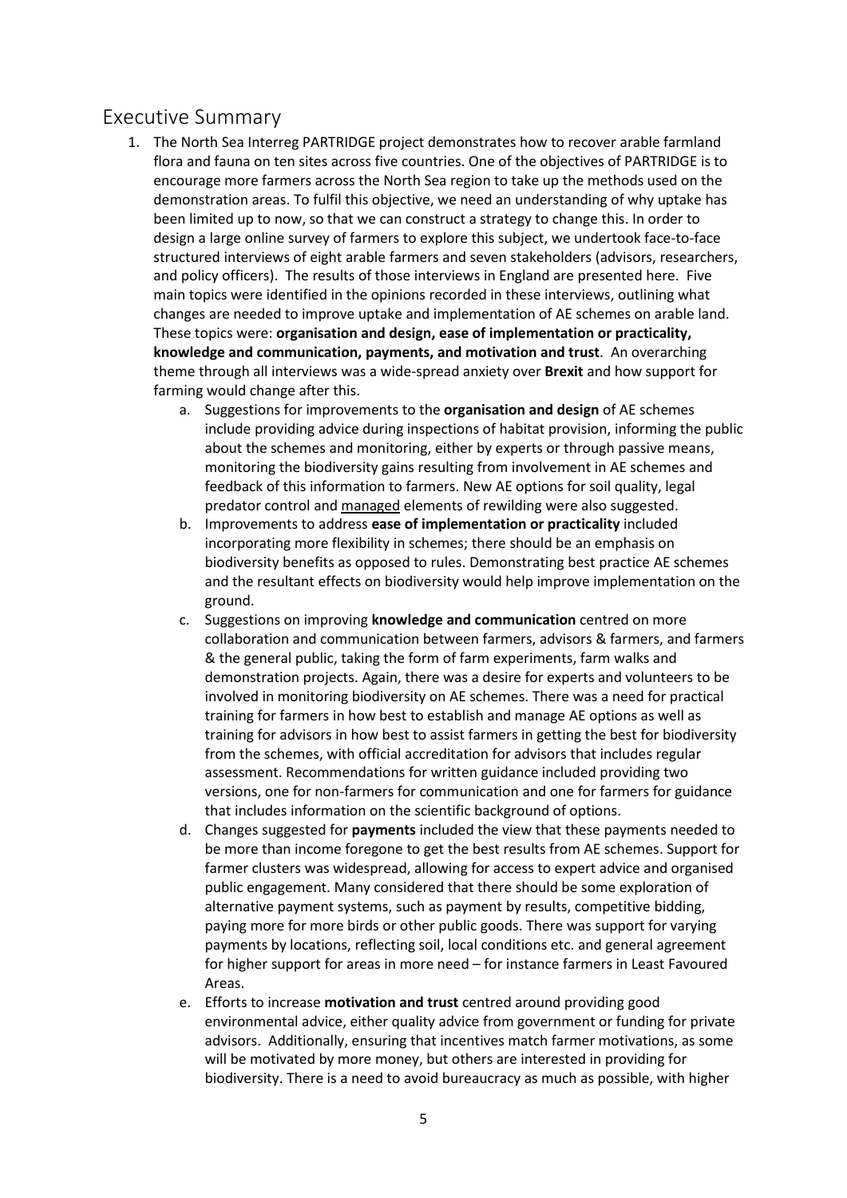## Executive Summary

1. The North Sea Interreg PARTRIDGE project demonstrates how to recover arable farmland flora and fauna on ten sites across five countries. One of the objectives of PARTRIDGE is to encourage more farmers across the North Sea region to take up the methods used on the demonstration areas. To fulfil this objective, we need an understanding of why uptake has been limited up to now, so that we can construct a strategy to change this. In order to design a large online survey of farmers to explore this subject, we undertook face-to-face structured interviews of eight arable farmers and seven stakeholders (advisors, researchers, and policy officers). The results of those interviews in England are presented here. Five main topics were identified in the opinions recorded in these interviews, outlining what changes are needed to improve uptake and implementation of AE schemes on arable land. These topics were: **organisation and design, ease of implementation or practicality, knowledge and communication, payments, and motivation and trust**. An overarching theme through all interviews was a wide-spread anxiety over **Brexit** and how support for farming would change after this.
   a. Suggestions for improvements to the **organisation and design** of AE schemes include providing advice during inspections of habitat provision, informing the public about the schemes and monitoring, either by experts or through passive means, monitoring the biodiversity gains resulting from involvement in AE schemes and feedback of this information to farmers. New AE options for soil quality, legal predator control and <u>managed</u> elements of rewilding were also suggested.
   b. Improvements to address **ease of implementation or practicality** included incorporating more flexibility in schemes; there should be an emphasis on biodiversity benefits as opposed to rules. Demonstrating best practice AE schemes and the resultant effects on biodiversity would help improve implementation on the ground.
   c. Suggestions on improving **knowledge and communication** centred on more collaboration and communication between farmers, advisors & farmers, and farmers & the general public, taking the form of farm experiments, farm walks and demonstration projects. Again, there was a desire for experts and volunteers to be involved in monitoring biodiversity on AE schemes. There was a need for practical training for farmers in how best to establish and manage AE options as well as training for advisors in how best to assist farmers in getting the best for biodiversity from the schemes, with official accreditation for advisors that includes regular assessment. Recommendations for written guidance included providing two versions, one for non-farmers for communication and one for farmers for guidance that includes information on the scientific background of options.
   d. Changes suggested for **payments** included the view that these payments needed to be more than income foregone to get the best results from AE schemes. Support for farmer clusters was widespread, allowing for access to expert advice and organised public engagement. Many considered that there should be some exploration of alternative payment systems, such as payment by results, competitive bidding, paying more for more birds or other public goods. There was support for varying payments by locations, reflecting soil, local conditions etc. and general agreement for higher support for areas in more need – for instance farmers in Least Favoured Areas.
   e. Efforts to increase **motivation and trust** centred around providing good environmental advice, either quality advice from government or funding for private advisors. Additionally, ensuring that incentives match farmer motivations, as some will be motivated by more money, but others are interested in providing for biodiversity. There is a need to avoid bureaucracy as much as possible, with higher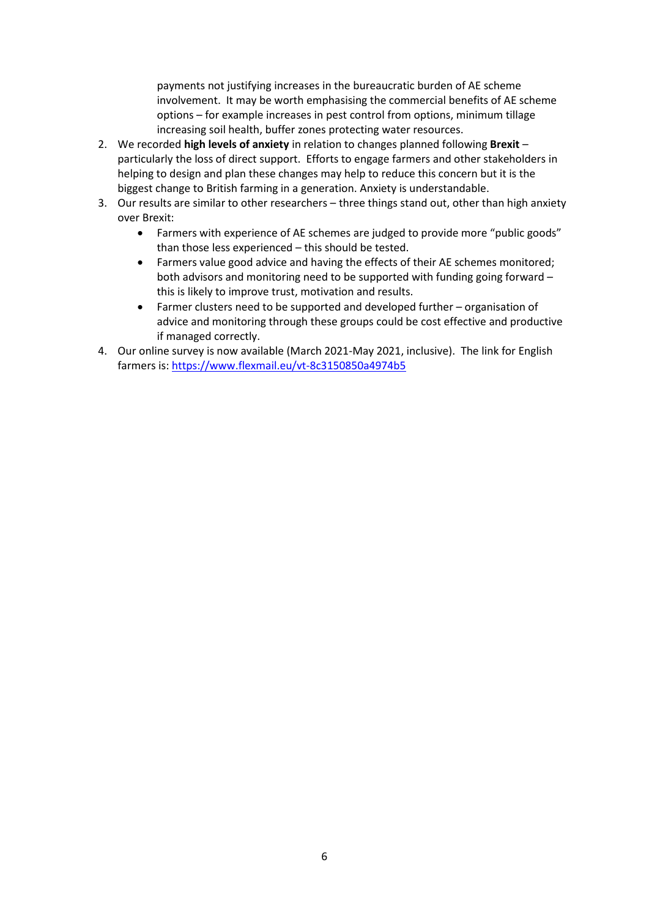payments not justifying increases in the bureaucratic burden of AE scheme involvement. It may be worth emphasising the commercial benefits of AE scheme options – for example increases in pest control from options, minimum tillage increasing soil health, buffer zones protecting water resources.

2. We recorded **high levels of anxiety** in relation to changes planned following **Brexit** – particularly the loss of direct support. Efforts to engage farmers and other stakeholders in helping to design and plan these changes may help to reduce this concern but it is the biggest change to British farming in a generation. Anxiety is understandable.
3. Our results are similar to other researchers – three things stand out, other than high anxiety over Brexit:
    - Farmers with experience of AE schemes are judged to provide more "public goods" than those less experienced – this should be tested.
    - Farmers value good advice and having the effects of their AE schemes monitored; both advisors and monitoring need to be supported with funding going forward – this is likely to improve trust, motivation and results.
    - Farmer clusters need to be supported and developed further – organisation of advice and monitoring through these groups could be cost effective and productive if managed correctly.
4. Our online survey is now available (March 2021-May 2021, inclusive). The link for English farmers is: https://www.flexmail.eu/vt-8c3150850a4974b5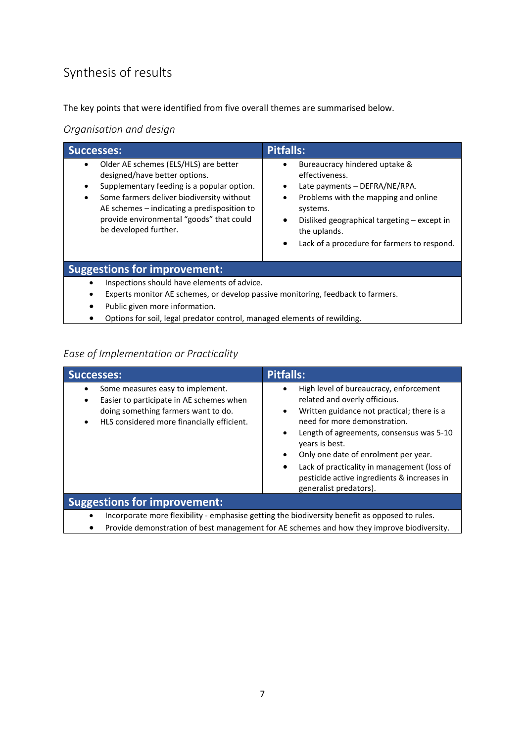## Synthesis of results

The key points that were identified from five overall themes are summarised below.

### *Organisation and design*

| Successes: | Pitfalls: |
|---|---|
| • Older AE schemes (ELS/HLS) are better designed/have better options.<br>• Supplementary feeding is a popular option.<br>• Some farmers deliver biodiversity without AE schemes – indicating a predisposition to provide environmental “goods” that could be developed further. | • Bureaucracy hindered uptake & effectiveness.<br>• Late payments – DEFRA/NE/RPA.<br>• Problems with the mapping and online systems.<br>• Disliked geographical targeting – except in the uplands.<br>• Lack of a procedure for farmers to respond. |

**Suggestions for improvement:**

- Inspections should have elements of advice.
- Experts monitor AE schemes, or develop passive monitoring, feedback to farmers.
- Public given more information.
- Options for soil, legal predator control, managed elements of rewilding.

### *Ease of Implementation or Practicality*

| Successes: | Pitfalls: |
|---|---|
| • Some measures easy to implement.<br>• Easier to participate in AE schemes when doing something farmers want to do.<br>• HLS considered more financially efficient. | • High level of bureaucracy, enforcement related and overly officious.<br>• Written guidance not practical; there is a need for more demonstration.<br>• Length of agreements, consensus was 5-10 years is best.<br>• Only one date of enrolment per year.<br>• Lack of practicality in management (loss of pesticide active ingredients & increases in generalist predators). |

**Suggestions for improvement:**

- Incorporate more flexibility - emphasise getting the biodiversity benefit as opposed to rules.
- Provide demonstration of best management for AE schemes and how they improve biodiversity.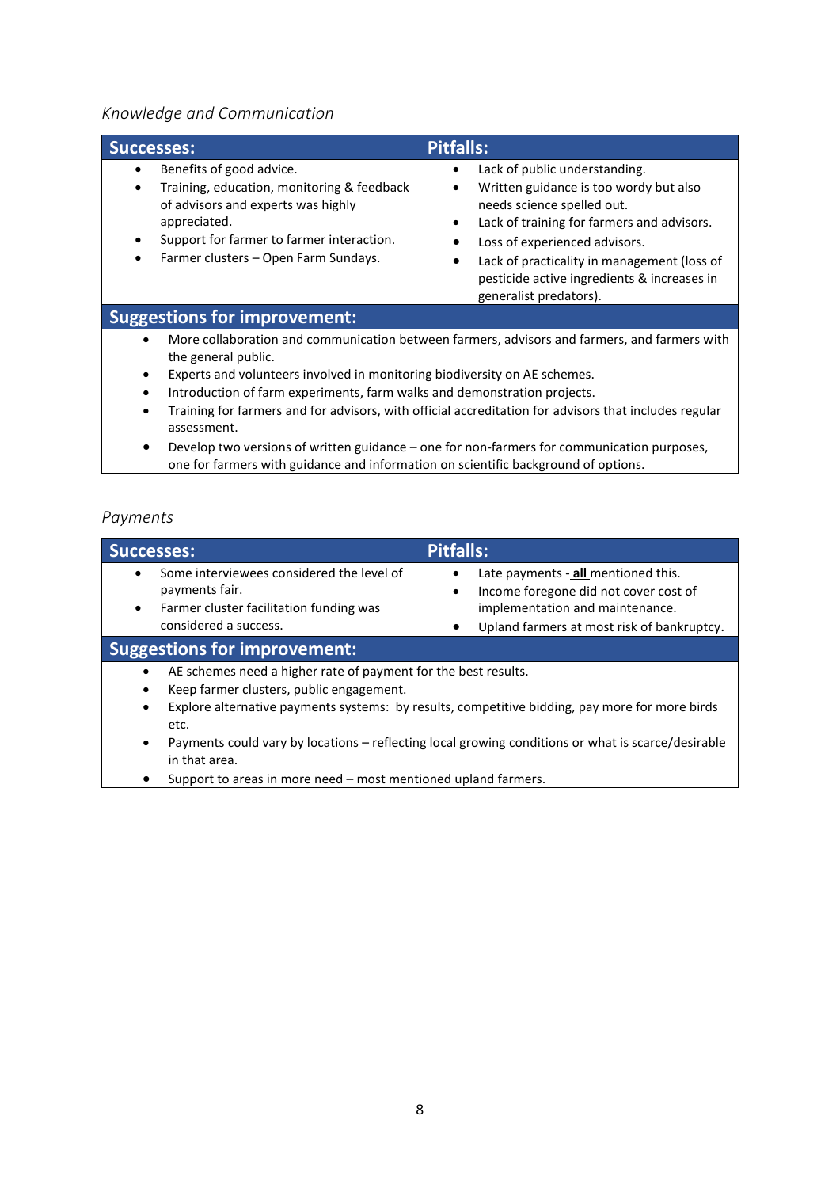*Knowledge and Communication*

| Successes: | Pitfalls: |
| --- | --- |
| • Benefits of good advice.<br>• Training, education, monitoring & feedback of advisors and experts was highly appreciated.<br>• Support for farmer to farmer interaction.<br>• Farmer clusters – Open Farm Sundays. | • Lack of public understanding.<br>• Written guidance is too wordy but also needs science spelled out.<br>• Lack of training for farmers and advisors.<br>• Loss of experienced advisors.<br>• Lack of practicality in management (loss of pesticide active ingredients & increases in generalist predators). |

**Suggestions for improvement:**

- More collaboration and communication between farmers, advisors and farmers, and farmers with the general public.
- Experts and volunteers involved in monitoring biodiversity on AE schemes.
- Introduction of farm experiments, farm walks and demonstration projects.
- Training for farmers and for advisors, with official accreditation for advisors that includes regular assessment.
- Develop two versions of written guidance – one for non-farmers for communication purposes, one for farmers with guidance and information on scientific background of options.

*Payments*

| Successes: | Pitfalls: |
| --- | --- |
| • Some interviewees considered the level of payments fair.<br>• Farmer cluster facilitation funding was considered a success. | • Late payments - **all** mentioned this.<br>• Income foregone did not cover cost of implementation and maintenance.<br>• Upland farmers at most risk of bankruptcy. |

**Suggestions for improvement:**

- AE schemes need a higher rate of payment for the best results.
- Keep farmer clusters, public engagement.
- Explore alternative payments systems: by results, competitive bidding, pay more for more birds etc.
- Payments could vary by locations – reflecting local growing conditions or what is scarce/desirable in that area.
- Support to areas in more need – most mentioned upland farmers.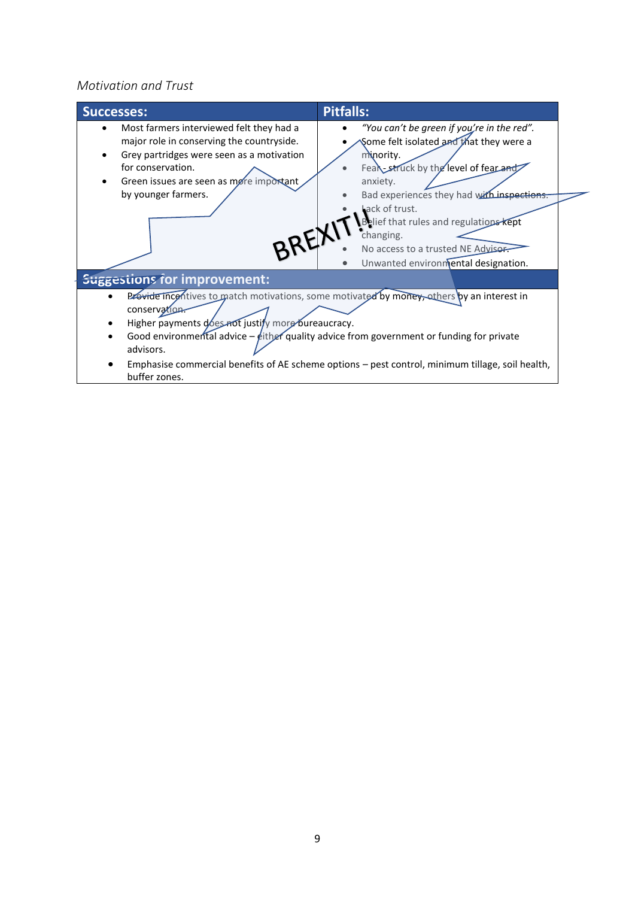*Motivation and Trust*

| Successes: | Pitfalls: |
|---|---|
| • Most farmers interviewed felt they had a major role in conserving the countryside.<br>• Grey partridges were seen as a motivation for conservation.<br>• Green issues are seen as more important by younger farmers. | • *"You can't be green if you're in the red".*<br>• Some felt isolated and that they were a minority.<br>• Fear - struck by the level of fear and anxiety.<br>• Bad experiences they had with inspections.<br>• Lack of trust.<br>• Belief that rules and regulations kept changing.<br>• No access to a trusted NE Advisor.<br>• Unwanted environmental designation. |

BREXIT!!

**Suggestions for improvement:**

- Provide incentives to match motivations, some motivated by money, others by an interest in conservation.
- Higher payments does not justify more bureaucracy.
- Good environmental advice – either quality advice from government or funding for private advisors.
- Emphasise commercial benefits of AE scheme options – pest control, minimum tillage, soil health, buffer zones.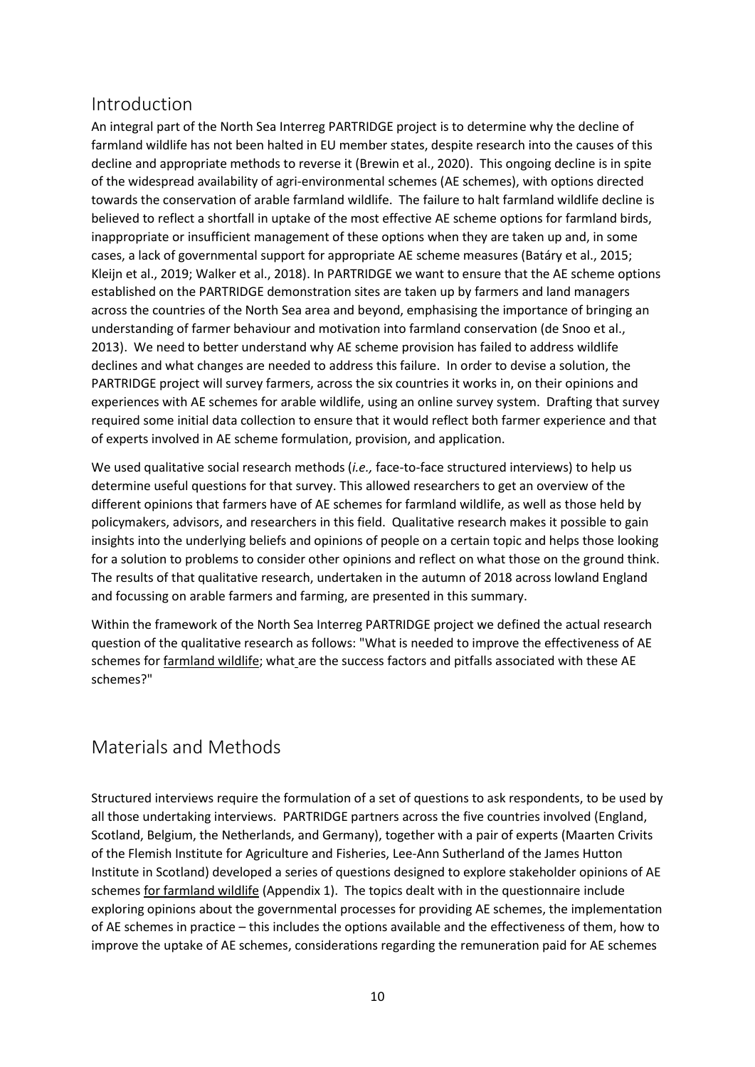## Introduction

An integral part of the North Sea Interreg PARTRIDGE project is to determine why the decline of farmland wildlife has not been halted in EU member states, despite research into the causes of this decline and appropriate methods to reverse it (Brewin et al., 2020). This ongoing decline is in spite of the widespread availability of agri-environmental schemes (AE schemes), with options directed towards the conservation of arable farmland wildlife. The failure to halt farmland wildlife decline is believed to reflect a shortfall in uptake of the most effective AE scheme options for farmland birds, inappropriate or insufficient management of these options when they are taken up and, in some cases, a lack of governmental support for appropriate AE scheme measures (Batáry et al., 2015; Kleijn et al., 2019; Walker et al., 2018). In PARTRIDGE we want to ensure that the AE scheme options established on the PARTRIDGE demonstration sites are taken up by farmers and land managers across the countries of the North Sea area and beyond, emphasising the importance of bringing an understanding of farmer behaviour and motivation into farmland conservation (de Snoo et al., 2013). We need to better understand why AE scheme provision has failed to address wildlife declines and what changes are needed to address this failure. In order to devise a solution, the PARTRIDGE project will survey farmers, across the six countries it works in, on their opinions and experiences with AE schemes for arable wildlife, using an online survey system. Drafting that survey required some initial data collection to ensure that it would reflect both farmer experience and that of experts involved in AE scheme formulation, provision, and application.

We used qualitative social research methods (*i.e.,* face-to-face structured interviews) to help us determine useful questions for that survey. This allowed researchers to get an overview of the different opinions that farmers have of AE schemes for farmland wildlife, as well as those held by policymakers, advisors, and researchers in this field. Qualitative research makes it possible to gain insights into the underlying beliefs and opinions of people on a certain topic and helps those looking for a solution to problems to consider other opinions and reflect on what those on the ground think. The results of that qualitative research, undertaken in the autumn of 2018 across lowland England and focussing on arable farmers and farming, are presented in this summary.

Within the framework of the North Sea Interreg PARTRIDGE project we defined the actual research question of the qualitative research as follows: "What is needed to improve the effectiveness of AE schemes for farmland wildlife; what are the success factors and pitfalls associated with these AE schemes?"

## Materials and Methods

Structured interviews require the formulation of a set of questions to ask respondents, to be used by all those undertaking interviews. PARTRIDGE partners across the five countries involved (England, Scotland, Belgium, the Netherlands, and Germany), together with a pair of experts (Maarten Crivits of the Flemish Institute for Agriculture and Fisheries, Lee-Ann Sutherland of the James Hutton Institute in Scotland) developed a series of questions designed to explore stakeholder opinions of AE schemes for farmland wildlife (Appendix 1). The topics dealt with in the questionnaire include exploring opinions about the governmental processes for providing AE schemes, the implementation of AE schemes in practice – this includes the options available and the effectiveness of them, how to improve the uptake of AE schemes, considerations regarding the remuneration paid for AE schemes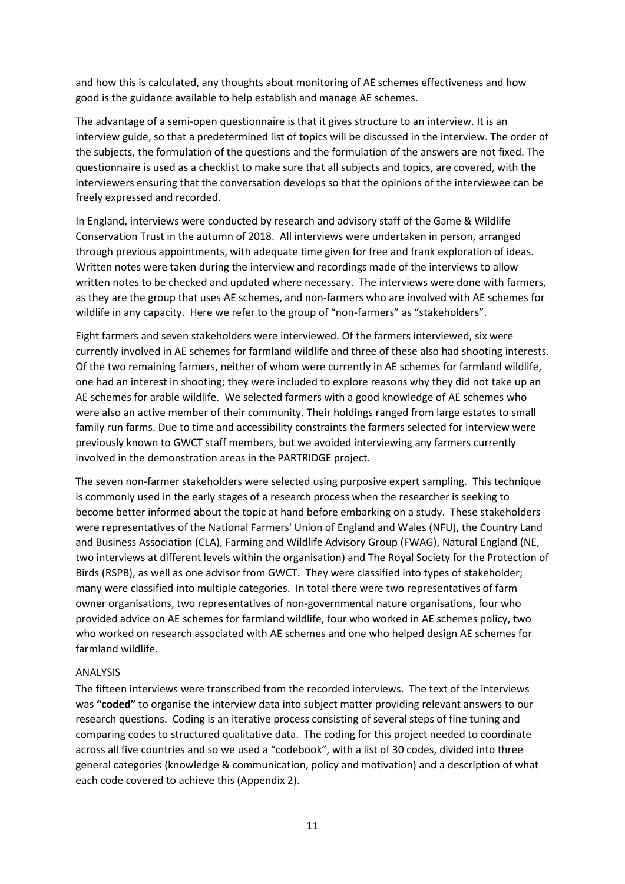and how this is calculated, any thoughts about monitoring of AE schemes effectiveness and how good is the guidance available to help establish and manage AE schemes.

The advantage of a semi-open questionnaire is that it gives structure to an interview. It is an interview guide, so that a predetermined list of topics will be discussed in the interview. The order of the subjects, the formulation of the questions and the formulation of the answers are not fixed. The questionnaire is used as a checklist to make sure that all subjects and topics, are covered, with the interviewers ensuring that the conversation develops so that the opinions of the interviewee can be freely expressed and recorded.

In England, interviews were conducted by research and advisory staff of the Game & Wildlife Conservation Trust in the autumn of 2018. All interviews were undertaken in person, arranged through previous appointments, with adequate time given for free and frank exploration of ideas. Written notes were taken during the interview and recordings made of the interviews to allow written notes to be checked and updated where necessary. The interviews were done with farmers, as they are the group that uses AE schemes, and non-farmers who are involved with AE schemes for wildlife in any capacity. Here we refer to the group of "non-farmers" as "stakeholders".

Eight farmers and seven stakeholders were interviewed. Of the farmers interviewed, six were currently involved in AE schemes for farmland wildlife and three of these also had shooting interests. Of the two remaining farmers, neither of whom were currently in AE schemes for farmland wildlife, one had an interest in shooting; they were included to explore reasons why they did not take up an AE schemes for arable wildlife. We selected farmers with a good knowledge of AE schemes who were also an active member of their community. Their holdings ranged from large estates to small family run farms. Due to time and accessibility constraints the farmers selected for interview were previously known to GWCT staff members, but we avoided interviewing any farmers currently involved in the demonstration areas in the PARTRIDGE project.

The seven non-farmer stakeholders were selected using purposive expert sampling. This technique is commonly used in the early stages of a research process when the researcher is seeking to become better informed about the topic at hand before embarking on a study. These stakeholders were representatives of the National Farmers' Union of England and Wales (NFU), the Country Land and Business Association (CLA), Farming and Wildlife Advisory Group (FWAG), Natural England (NE, two interviews at different levels within the organisation) and The Royal Society for the Protection of Birds (RSPB), as well as one advisor from GWCT. They were classified into types of stakeholder; many were classified into multiple categories. In total there were two representatives of farm owner organisations, two representatives of non-governmental nature organisations, four who provided advice on AE schemes for farmland wildlife, four who worked in AE schemes policy, two who worked on research associated with AE schemes and one who helped design AE schemes for farmland wildlife.

## ANALYSIS

The fifteen interviews were transcribed from the recorded interviews. The text of the interviews was **"coded"** to organise the interview data into subject matter providing relevant answers to our research questions. Coding is an iterative process consisting of several steps of fine tuning and comparing codes to structured qualitative data. The coding for this project needed to coordinate across all five countries and so we used a "codebook", with a list of 30 codes, divided into three general categories (knowledge & communication, policy and motivation) and a description of what each code covered to achieve this (Appendix 2).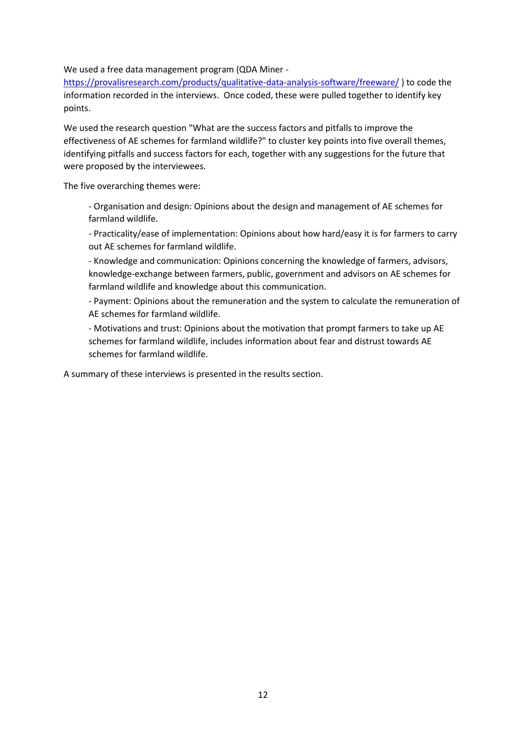We used a free data management program (QDA Miner - https://provalisresearch.com/products/qualitative-data-analysis-software/freeware/ ) to code the information recorded in the interviews. Once coded, these were pulled together to identify key points.

We used the research question "What are the success factors and pitfalls to improve the effectiveness of AE schemes for farmland wildlife?" to cluster key points into five overall themes, identifying pitfalls and success factors for each, together with any suggestions for the future that were proposed by the interviewees.

The five overarching themes were:

- Organisation and design: Opinions about the design and management of AE schemes for farmland wildlife.
- Practicality/ease of implementation: Opinions about how hard/easy it is for farmers to carry out AE schemes for farmland wildlife.
- Knowledge and communication: Opinions concerning the knowledge of farmers, advisors, knowledge-exchange between farmers, public, government and advisors on AE schemes for farmland wildlife and knowledge about this communication.
- Payment: Opinions about the remuneration and the system to calculate the remuneration of AE schemes for farmland wildlife.
- Motivations and trust: Opinions about the motivation that prompt farmers to take up AE schemes for farmland wildlife, includes information about fear and distrust towards AE schemes for farmland wildlife.

A summary of these interviews is presented in the results section.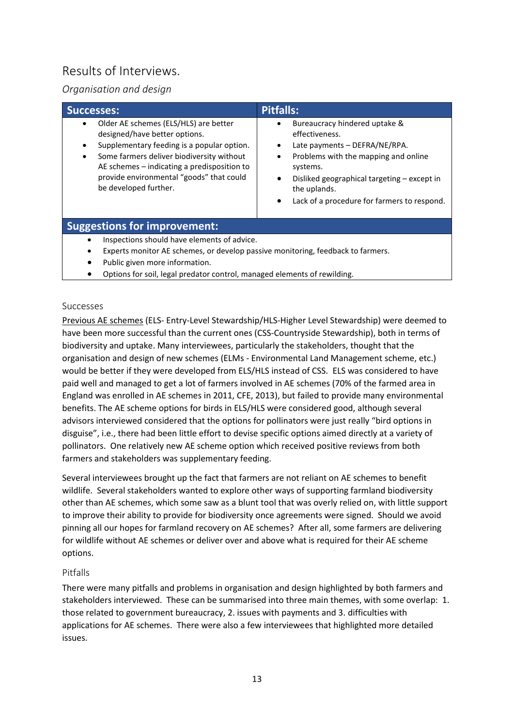## Results of Interviews.

### *Organisation and design*

| Successes: | Pitfalls: |
|---|---|
| • Older AE schemes (ELS/HLS) are better designed/have better options.<br>• Supplementary feeding is a popular option.<br>• Some farmers deliver biodiversity without AE schemes – indicating a predisposition to provide environmental "goods" that could be developed further. | • Bureaucracy hindered uptake & effectiveness.<br>• Late payments – DEFRA/NE/RPA.<br>• Problems with the mapping and online systems.<br>• Disliked geographical targeting – except in the uplands.<br>• Lack of a procedure for farmers to respond. |

| Suggestions for improvement: |
|---|
| • Inspections should have elements of advice.<br>• Experts monitor AE schemes, or develop passive monitoring, feedback to farmers.<br>• Public given more information.<br>• Options for soil, legal predator control, managed elements of rewilding. |

#### Successes

Previous AE schemes (ELS- Entry-Level Stewardship/HLS-Higher Level Stewardship) were deemed to have been more successful than the current ones (CSS-Countryside Stewardship), both in terms of biodiversity and uptake. Many interviewees, particularly the stakeholders, thought that the organisation and design of new schemes (ELMs - Environmental Land Management scheme, etc.) would be better if they were developed from ELS/HLS instead of CSS. ELS was considered to have paid well and managed to get a lot of farmers involved in AE schemes (70% of the farmed area in England was enrolled in AE schemes in 2011, CFE, 2013), but failed to provide many environmental benefits. The AE scheme options for birds in ELS/HLS were considered good, although several advisors interviewed considered that the options for pollinators were just really "bird options in disguise", i.e., there had been little effort to devise specific options aimed directly at a variety of pollinators. One relatively new AE scheme option which received positive reviews from both farmers and stakeholders was supplementary feeding.

Several interviewees brought up the fact that farmers are not reliant on AE schemes to benefit wildlife. Several stakeholders wanted to explore other ways of supporting farmland biodiversity other than AE schemes, which some saw as a blunt tool that was overly relied on, with little support to improve their ability to provide for biodiversity once agreements were signed. Should we avoid pinning all our hopes for farmland recovery on AE schemes? After all, some farmers are delivering for wildlife without AE schemes or deliver over and above what is required for their AE scheme options.

#### Pitfalls

There were many pitfalls and problems in organisation and design highlighted by both farmers and stakeholders interviewed. These can be summarised into three main themes, with some overlap: 1. those related to government bureaucracy, 2. issues with payments and 3. difficulties with applications for AE schemes. There were also a few interviewees that highlighted more detailed issues.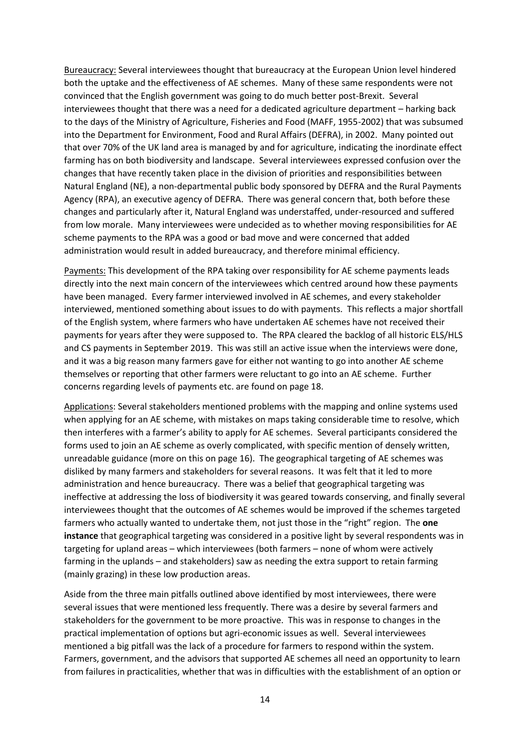<u>Bureaucracy:</u> Several interviewees thought that bureaucracy at the European Union level hindered both the uptake and the effectiveness of AE schemes. Many of these same respondents were not convinced that the English government was going to do much better post-Brexit. Several interviewees thought that there was a need for a dedicated agriculture department – harking back to the days of the Ministry of Agriculture, Fisheries and Food (MAFF, 1955-2002) that was subsumed into the Department for Environment, Food and Rural Affairs (DEFRA), in 2002. Many pointed out that over 70% of the UK land area is managed by and for agriculture, indicating the inordinate effect farming has on both biodiversity and landscape. Several interviewees expressed confusion over the changes that have recently taken place in the division of priorities and responsibilities between Natural England (NE), a non-departmental public body sponsored by DEFRA and the Rural Payments Agency (RPA), an executive agency of DEFRA. There was general concern that, both before these changes and particularly after it, Natural England was understaffed, under-resourced and suffered from low morale. Many interviewees were undecided as to whether moving responsibilities for AE scheme payments to the RPA was a good or bad move and were concerned that added administration would result in added bureaucracy, and therefore minimal efficiency.

<u>Payments:</u> This development of the RPA taking over responsibility for AE scheme payments leads directly into the next main concern of the interviewees which centred around how these payments have been managed. Every farmer interviewed involved in AE schemes, and every stakeholder interviewed, mentioned something about issues to do with payments. This reflects a major shortfall of the English system, where farmers who have undertaken AE schemes have not received their payments for years after they were supposed to. The RPA cleared the backlog of all historic ELS/HLS and CS payments in September 2019. This was still an active issue when the interviews were done, and it was a big reason many farmers gave for either not wanting to go into another AE scheme themselves or reporting that other farmers were reluctant to go into an AE scheme. Further concerns regarding levels of payments etc. are found on page 18.

<u>Applications</u>: Several stakeholders mentioned problems with the mapping and online systems used when applying for an AE scheme, with mistakes on maps taking considerable time to resolve, which then interferes with a farmer's ability to apply for AE schemes. Several participants considered the forms used to join an AE scheme as overly complicated, with specific mention of densely written, unreadable guidance (more on this on page 16). The geographical targeting of AE schemes was disliked by many farmers and stakeholders for several reasons. It was felt that it led to more administration and hence bureaucracy. There was a belief that geographical targeting was ineffective at addressing the loss of biodiversity it was geared towards conserving, and finally several interviewees thought that the outcomes of AE schemes would be improved if the schemes targeted farmers who actually wanted to undertake them, not just those in the "right" region. The **one instance** that geographical targeting was considered in a positive light by several respondents was in targeting for upland areas – which interviewees (both farmers – none of whom were actively farming in the uplands – and stakeholders) saw as needing the extra support to retain farming (mainly grazing) in these low production areas.

Aside from the three main pitfalls outlined above identified by most interviewees, there were several issues that were mentioned less frequently. There was a desire by several farmers and stakeholders for the government to be more proactive. This was in response to changes in the practical implementation of options but agri-economic issues as well. Several interviewees mentioned a big pitfall was the lack of a procedure for farmers to respond within the system. Farmers, government, and the advisors that supported AE schemes all need an opportunity to learn from failures in practicalities, whether that was in difficulties with the establishment of an option or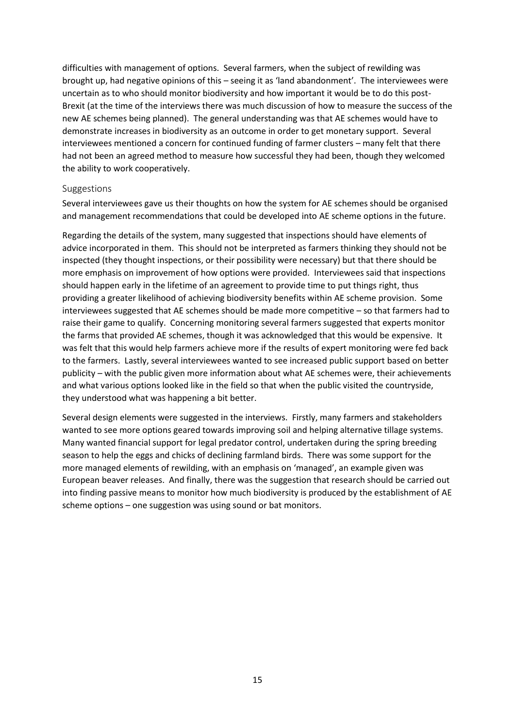difficulties with management of options. Several farmers, when the subject of rewilding was brought up, had negative opinions of this – seeing it as 'land abandonment'. The interviewees were uncertain as to who should monitor biodiversity and how important it would be to do this post-Brexit (at the time of the interviews there was much discussion of how to measure the success of the new AE schemes being planned). The general understanding was that AE schemes would have to demonstrate increases in biodiversity as an outcome in order to get monetary support. Several interviewees mentioned a concern for continued funding of farmer clusters – many felt that there had not been an agreed method to measure how successful they had been, though they welcomed the ability to work cooperatively.

### Suggestions

Several interviewees gave us their thoughts on how the system for AE schemes should be organised and management recommendations that could be developed into AE scheme options in the future.

Regarding the details of the system, many suggested that inspections should have elements of advice incorporated in them. This should not be interpreted as farmers thinking they should not be inspected (they thought inspections, or their possibility were necessary) but that there should be more emphasis on improvement of how options were provided. Interviewees said that inspections should happen early in the lifetime of an agreement to provide time to put things right, thus providing a greater likelihood of achieving biodiversity benefits within AE scheme provision. Some interviewees suggested that AE schemes should be made more competitive – so that farmers had to raise their game to qualify. Concerning monitoring several farmers suggested that experts monitor the farms that provided AE schemes, though it was acknowledged that this would be expensive. It was felt that this would help farmers achieve more if the results of expert monitoring were fed back to the farmers. Lastly, several interviewees wanted to see increased public support based on better publicity – with the public given more information about what AE schemes were, their achievements and what various options looked like in the field so that when the public visited the countryside, they understood what was happening a bit better.

Several design elements were suggested in the interviews. Firstly, many farmers and stakeholders wanted to see more options geared towards improving soil and helping alternative tillage systems. Many wanted financial support for legal predator control, undertaken during the spring breeding season to help the eggs and chicks of declining farmland birds. There was some support for the more managed elements of rewilding, with an emphasis on 'managed', an example given was European beaver releases. And finally, there was the suggestion that research should be carried out into finding passive means to monitor how much biodiversity is produced by the establishment of AE scheme options – one suggestion was using sound or bat monitors.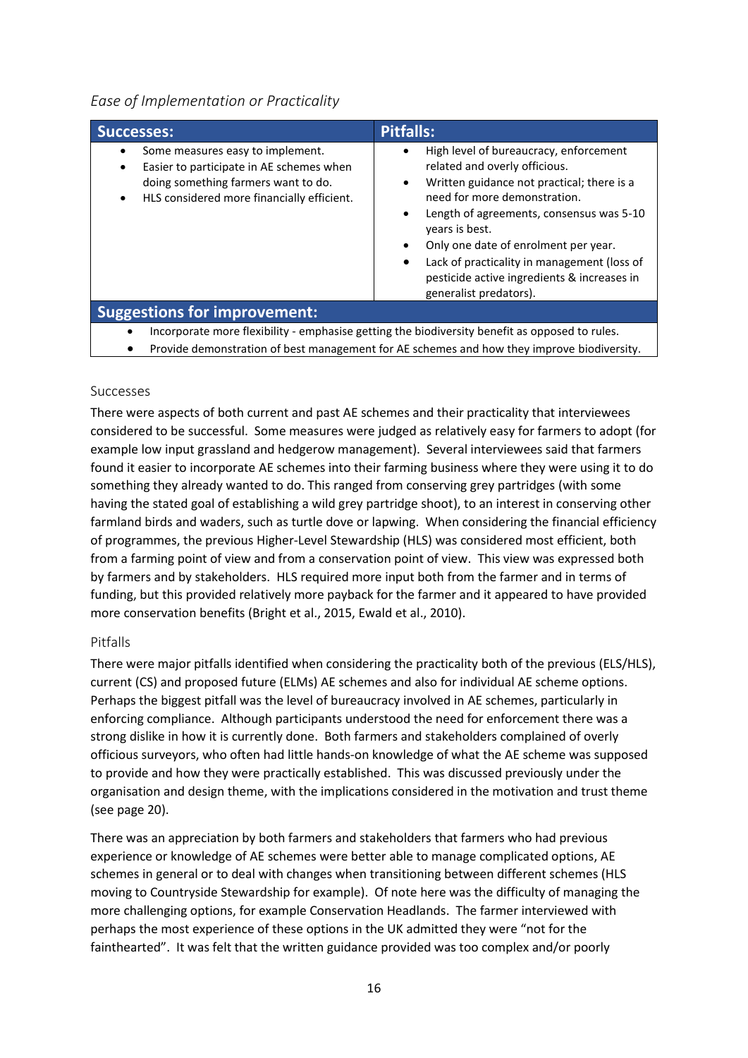*Ease of Implementation or Practicality*

| Successes: | Pitfalls: |
|---|---|
| • Some measures easy to implement.<br>• Easier to participate in AE schemes when doing something farmers want to do.<br>• HLS considered more financially efficient. | • High level of bureaucracy, enforcement related and overly officious.<br>• Written guidance not practical; there is a need for more demonstration.<br>• Length of agreements, consensus was 5-10 years is best.<br>• Only one date of enrolment per year.<br>• Lack of practicality in management (loss of pesticide active ingredients & increases in generalist predators). |
| **Suggestions for improvement:** | |
| • Incorporate more flexibility - emphasise getting the biodiversity benefit as opposed to rules.<br>• Provide demonstration of best management for AE schemes and how they improve biodiversity. | |

### Successes

There were aspects of both current and past AE schemes and their practicality that interviewees considered to be successful. Some measures were judged as relatively easy for farmers to adopt (for example low input grassland and hedgerow management). Several interviewees said that farmers found it easier to incorporate AE schemes into their farming business where they were using it to do something they already wanted to do. This ranged from conserving grey partridges (with some having the stated goal of establishing a wild grey partridge shoot), to an interest in conserving other farmland birds and waders, such as turtle dove or lapwing. When considering the financial efficiency of programmes, the previous Higher-Level Stewardship (HLS) was considered most efficient, both from a farming point of view and from a conservation point of view. This view was expressed both by farmers and by stakeholders. HLS required more input both from the farmer and in terms of funding, but this provided relatively more payback for the farmer and it appeared to have provided more conservation benefits (Bright et al., 2015, Ewald et al., 2010).

### Pitfalls

There were major pitfalls identified when considering the practicality both of the previous (ELS/HLS), current (CS) and proposed future (ELMs) AE schemes and also for individual AE scheme options. Perhaps the biggest pitfall was the level of bureaucracy involved in AE schemes, particularly in enforcing compliance. Although participants understood the need for enforcement there was a strong dislike in how it is currently done. Both farmers and stakeholders complained of overly officious surveyors, who often had little hands-on knowledge of what the AE scheme was supposed to provide and how they were practically established. This was discussed previously under the organisation and design theme, with the implications considered in the motivation and trust theme (see page 20).

There was an appreciation by both farmers and stakeholders that farmers who had previous experience or knowledge of AE schemes were better able to manage complicated options, AE schemes in general or to deal with changes when transitioning between different schemes (HLS moving to Countryside Stewardship for example). Of note here was the difficulty of managing the more challenging options, for example Conservation Headlands. The farmer interviewed with perhaps the most experience of these options in the UK admitted they were "not for the fainthearted". It was felt that the written guidance provided was too complex and/or poorly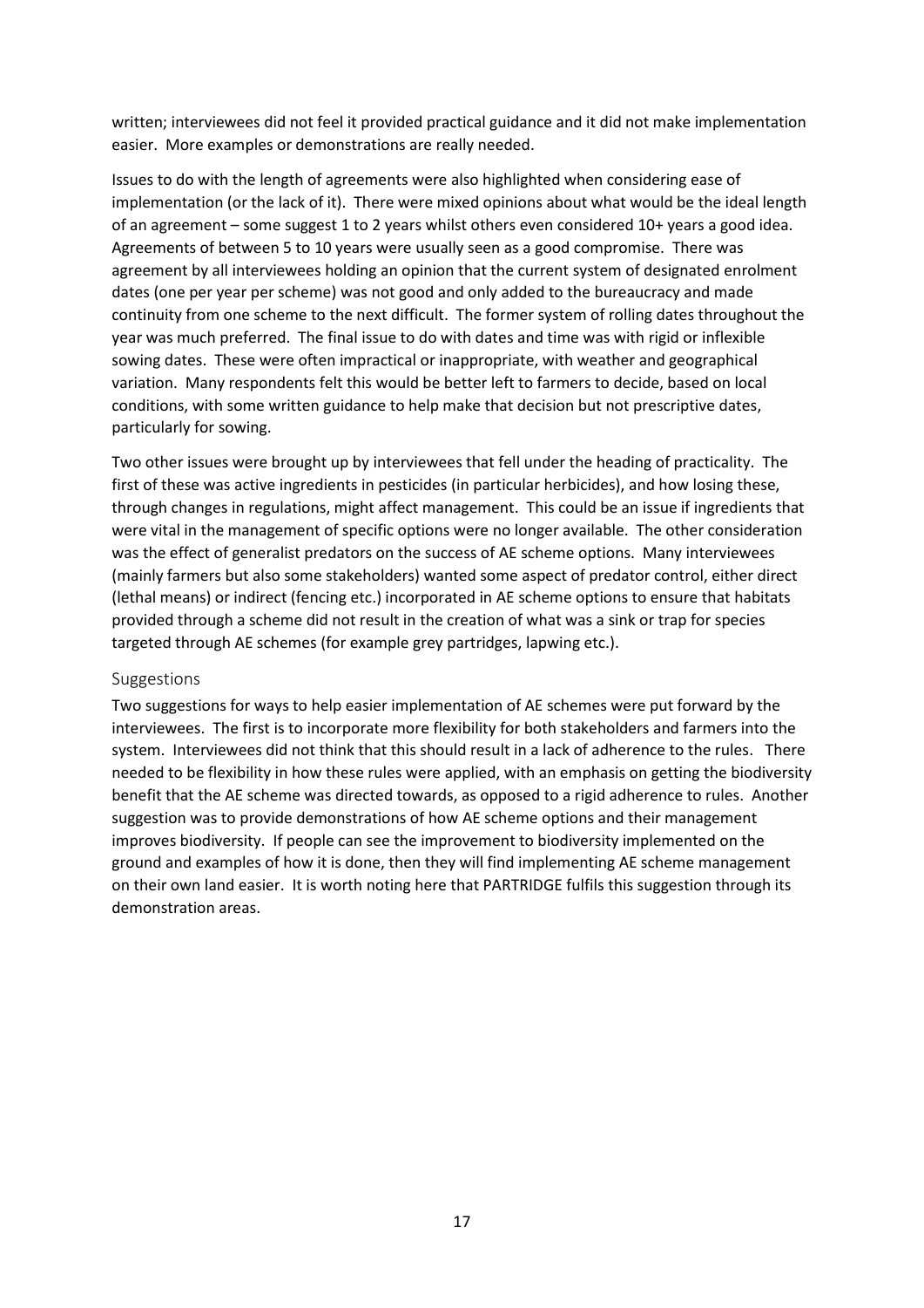written; interviewees did not feel it provided practical guidance and it did not make implementation easier. More examples or demonstrations are really needed.

Issues to do with the length of agreements were also highlighted when considering ease of implementation (or the lack of it). There were mixed opinions about what would be the ideal length of an agreement – some suggest 1 to 2 years whilst others even considered 10+ years a good idea. Agreements of between 5 to 10 years were usually seen as a good compromise. There was agreement by all interviewees holding an opinion that the current system of designated enrolment dates (one per year per scheme) was not good and only added to the bureaucracy and made continuity from one scheme to the next difficult. The former system of rolling dates throughout the year was much preferred. The final issue to do with dates and time was with rigid or inflexible sowing dates. These were often impractical or inappropriate, with weather and geographical variation. Many respondents felt this would be better left to farmers to decide, based on local conditions, with some written guidance to help make that decision but not prescriptive dates, particularly for sowing.

Two other issues were brought up by interviewees that fell under the heading of practicality. The first of these was active ingredients in pesticides (in particular herbicides), and how losing these, through changes in regulations, might affect management. This could be an issue if ingredients that were vital in the management of specific options were no longer available. The other consideration was the effect of generalist predators on the success of AE scheme options. Many interviewees (mainly farmers but also some stakeholders) wanted some aspect of predator control, either direct (lethal means) or indirect (fencing etc.) incorporated in AE scheme options to ensure that habitats provided through a scheme did not result in the creation of what was a sink or trap for species targeted through AE schemes (for example grey partridges, lapwing etc.).

### Suggestions

Two suggestions for ways to help easier implementation of AE schemes were put forward by the interviewees. The first is to incorporate more flexibility for both stakeholders and farmers into the system. Interviewees did not think that this should result in a lack of adherence to the rules. There needed to be flexibility in how these rules were applied, with an emphasis on getting the biodiversity benefit that the AE scheme was directed towards, as opposed to a rigid adherence to rules. Another suggestion was to provide demonstrations of how AE scheme options and their management improves biodiversity. If people can see the improvement to biodiversity implemented on the ground and examples of how it is done, then they will find implementing AE scheme management on their own land easier. It is worth noting here that PARTRIDGE fulfils this suggestion through its demonstration areas.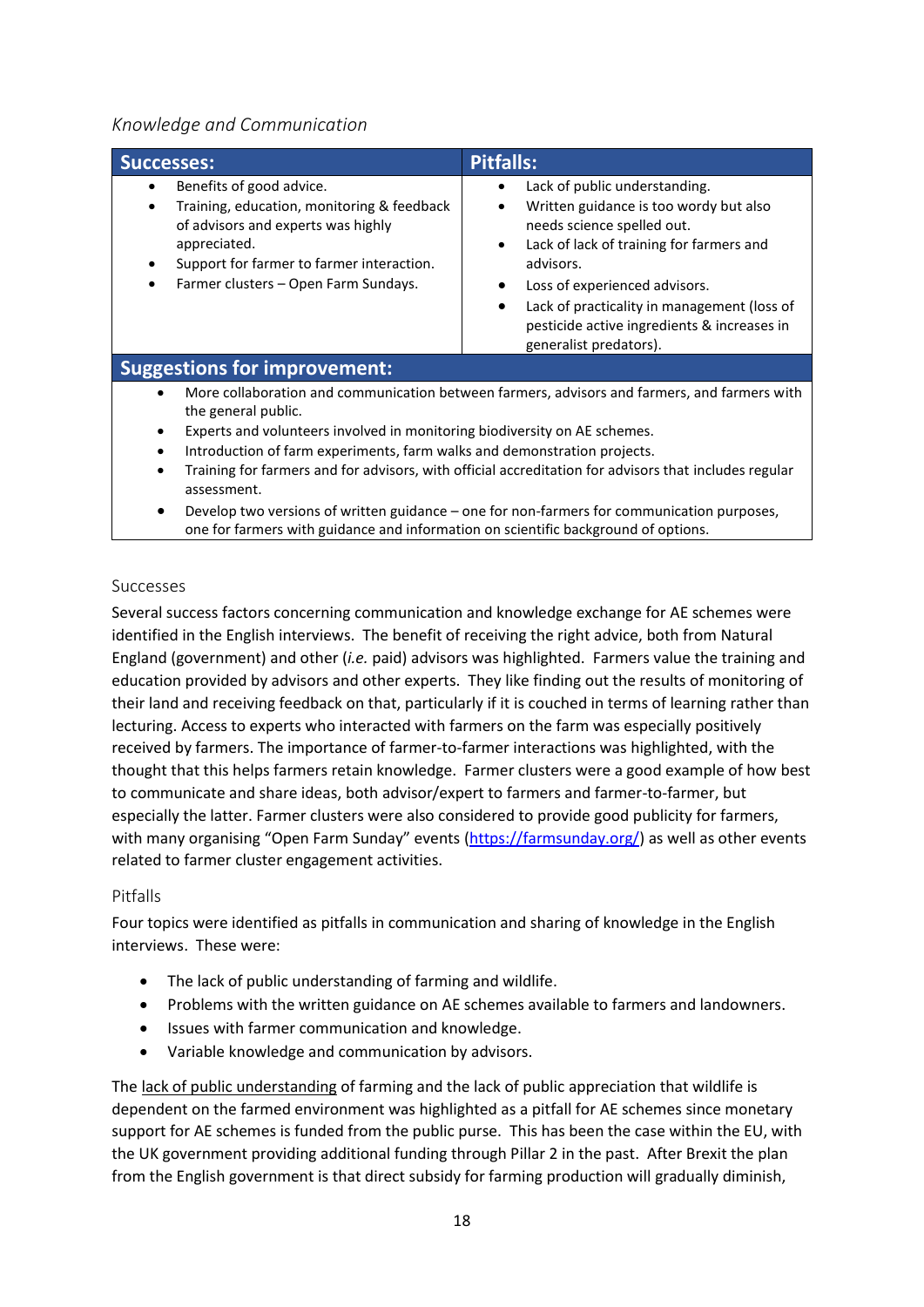*Knowledge and Communication*

| Successes: | Pitfalls: |
|---|---|
| • Benefits of good advice.<br>• Training, education, monitoring & feedback of advisors and experts was highly appreciated.<br>• Support for farmer to farmer interaction.<br>• Farmer clusters – Open Farm Sundays. | • Lack of public understanding.<br>• Written guidance is too wordy but also needs science spelled out.<br>• Lack of lack of training for farmers and advisors.<br>• Loss of experienced advisors.<br>• Lack of practicality in management (loss of pesticide active ingredients & increases in generalist predators). |
| **Suggestions for improvement:** | |
| • More collaboration and communication between farmers, advisors and farmers, and farmers with the general public.<br>• Experts and volunteers involved in monitoring biodiversity on AE schemes.<br>• Introduction of farm experiments, farm walks and demonstration projects.<br>• Training for farmers and for advisors, with official accreditation for advisors that includes regular assessment.<br>• Develop two versions of written guidance – one for non-farmers for communication purposes, one for farmers with guidance and information on scientific background of options. | |

### Successes

Several success factors concerning communication and knowledge exchange for AE schemes were identified in the English interviews. The benefit of receiving the right advice, both from Natural England (government) and other (*i.e.* paid) advisors was highlighted. Farmers value the training and education provided by advisors and other experts. They like finding out the results of monitoring of their land and receiving feedback on that, particularly if it is couched in terms of learning rather than lecturing. Access to experts who interacted with farmers on the farm was especially positively received by farmers. The importance of farmer-to-farmer interactions was highlighted, with the thought that this helps farmers retain knowledge. Farmer clusters were a good example of how best to communicate and share ideas, both advisor/expert to farmers and farmer-to-farmer, but especially the latter. Farmer clusters were also considered to provide good publicity for farmers, with many organising "Open Farm Sunday" events (https://farmsunday.org/) as well as other events related to farmer cluster engagement activities.

### Pitfalls

Four topics were identified as pitfalls in communication and sharing of knowledge in the English interviews. These were:

- The lack of public understanding of farming and wildlife.
- Problems with the written guidance on AE schemes available to farmers and landowners.
- Issues with farmer communication and knowledge.
- Variable knowledge and communication by advisors.

The lack of public understanding of farming and the lack of public appreciation that wildlife is dependent on the farmed environment was highlighted as a pitfall for AE schemes since monetary support for AE schemes is funded from the public purse. This has been the case within the EU, with the UK government providing additional funding through Pillar 2 in the past. After Brexit the plan from the English government is that direct subsidy for farming production will gradually diminish,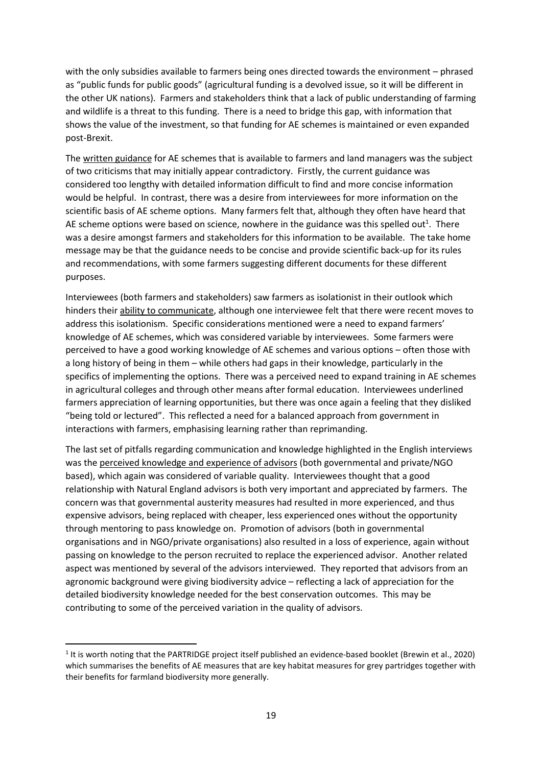with the only subsidies available to farmers being ones directed towards the environment – phrased as "public funds for public goods" (agricultural funding is a devolved issue, so it will be different in the other UK nations). Farmers and stakeholders think that a lack of public understanding of farming and wildlife is a threat to this funding. There is a need to bridge this gap, with information that shows the value of the investment, so that funding for AE schemes is maintained or even expanded post-Brexit.

The <u>written guidance</u> for AE schemes that is available to farmers and land managers was the subject of two criticisms that may initially appear contradictory. Firstly, the current guidance was considered too lengthy with detailed information difficult to find and more concise information would be helpful. In contrast, there was a desire from interviewees for more information on the scientific basis of AE scheme options. Many farmers felt that, although they often have heard that AE scheme options were based on science, nowhere in the guidance was this spelled out[1]. There was a desire amongst farmers and stakeholders for this information to be available. The take home message may be that the guidance needs to be concise and provide scientific back-up for its rules and recommendations, with some farmers suggesting different documents for these different purposes.

Interviewees (both farmers and stakeholders) saw farmers as isolationist in their outlook which hinders their <u>ability to communicate</u>, although one interviewee felt that there were recent moves to address this isolationism. Specific considerations mentioned were a need to expand farmers' knowledge of AE schemes, which was considered variable by interviewees. Some farmers were perceived to have a good working knowledge of AE schemes and various options – often those with a long history of being in them – while others had gaps in their knowledge, particularly in the specifics of implementing the options. There was a perceived need to expand training in AE schemes in agricultural colleges and through other means after formal education. Interviewees underlined farmers appreciation of learning opportunities, but there was once again a feeling that they disliked "being told or lectured". This reflected a need for a balanced approach from government in interactions with farmers, emphasising learning rather than reprimanding.

The last set of pitfalls regarding communication and knowledge highlighted in the English interviews was the <u>perceived knowledge and experience of advisors</u> (both governmental and private/NGO based), which again was considered of variable quality. Interviewees thought that a good relationship with Natural England advisors is both very important and appreciated by farmers. The concern was that governmental austerity measures had resulted in more experienced, and thus expensive advisors, being replaced with cheaper, less experienced ones without the opportunity through mentoring to pass knowledge on. Promotion of advisors (both in governmental organisations and in NGO/private organisations) also resulted in a loss of experience, again without passing on knowledge to the person recruited to replace the experienced advisor. Another related aspect was mentioned by several of the advisors interviewed. They reported that advisors from an agronomic background were giving biodiversity advice – reflecting a lack of appreciation for the detailed biodiversity knowledge needed for the best conservation outcomes. This may be contributing to some of the perceived variation in the quality of advisors.

[1] It is worth noting that the PARTRIDGE project itself published an evidence-based booklet (Brewin et al., 2020) which summarises the benefits of AE measures that are key habitat measures for grey partridges together with their benefits for farmland biodiversity more generally.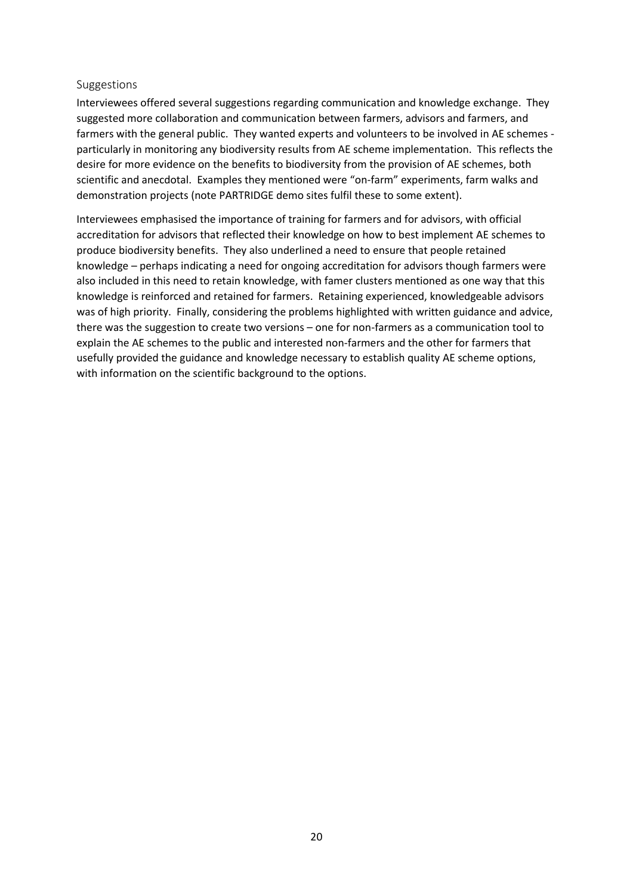### Suggestions

Interviewees offered several suggestions regarding communication and knowledge exchange. They suggested more collaboration and communication between farmers, advisors and farmers, and farmers with the general public. They wanted experts and volunteers to be involved in AE schemes - particularly in monitoring any biodiversity results from AE scheme implementation. This reflects the desire for more evidence on the benefits to biodiversity from the provision of AE schemes, both scientific and anecdotal. Examples they mentioned were "on-farm" experiments, farm walks and demonstration projects (note PARTRIDGE demo sites fulfil these to some extent).

Interviewees emphasised the importance of training for farmers and for advisors, with official accreditation for advisors that reflected their knowledge on how to best implement AE schemes to produce biodiversity benefits. They also underlined a need to ensure that people retained knowledge – perhaps indicating a need for ongoing accreditation for advisors though farmers were also included in this need to retain knowledge, with famer clusters mentioned as one way that this knowledge is reinforced and retained for farmers. Retaining experienced, knowledgeable advisors was of high priority. Finally, considering the problems highlighted with written guidance and advice, there was the suggestion to create two versions – one for non-farmers as a communication tool to explain the AE schemes to the public and interested non-farmers and the other for farmers that usefully provided the guidance and knowledge necessary to establish quality AE scheme options, with information on the scientific background to the options.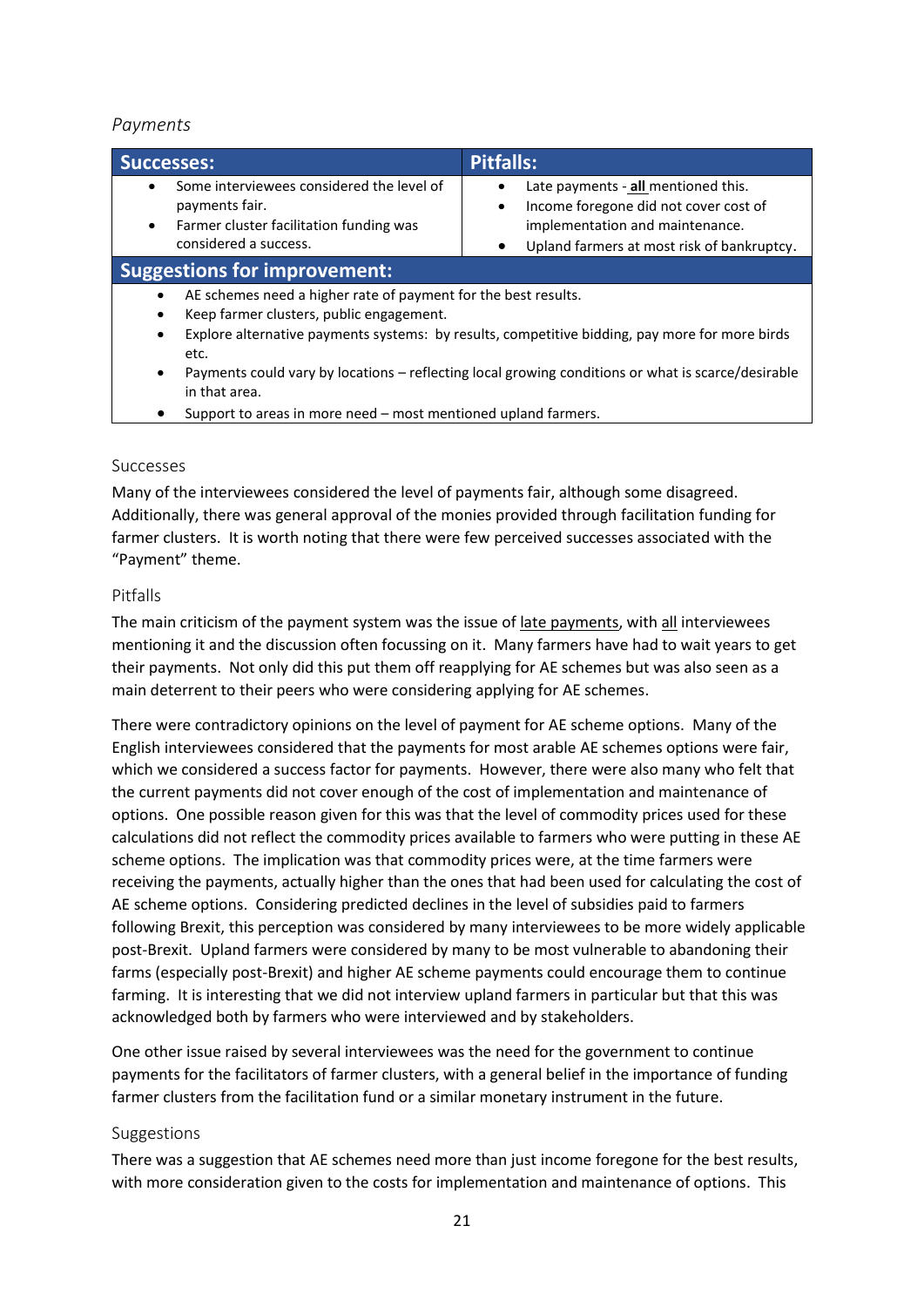*Payments*

| Successes: | Pitfalls: |
|---|---|
| • Some interviewees considered the level of payments fair.<br>• Farmer cluster facilitation funding was considered a success. | • Late payments - **all** mentioned this.<br>• Income foregone did not cover cost of implementation and maintenance.<br>• Upland farmers at most risk of bankruptcy. |
| **Suggestions for improvement:** | |
| • AE schemes need a higher rate of payment for the best results.<br>• Keep farmer clusters, public engagement.<br>• Explore alternative payments systems: by results, competitive bidding, pay more for more birds etc.<br>• Payments could vary by locations – reflecting local growing conditions or what is scarce/desirable in that area.<br>• Support to areas in more need – most mentioned upland farmers. | |

### Successes

Many of the interviewees considered the level of payments fair, although some disagreed. Additionally, there was general approval of the monies provided through facilitation funding for farmer clusters. It is worth noting that there were few perceived successes associated with the "Payment" theme.

### Pitfalls

The main criticism of the payment system was the issue of late payments, with all interviewees mentioning it and the discussion often focussing on it. Many farmers have had to wait years to get their payments. Not only did this put them off reapplying for AE schemes but was also seen as a main deterrent to their peers who were considering applying for AE schemes.

There were contradictory opinions on the level of payment for AE scheme options. Many of the English interviewees considered that the payments for most arable AE schemes options were fair, which we considered a success factor for payments. However, there were also many who felt that the current payments did not cover enough of the cost of implementation and maintenance of options. One possible reason given for this was that the level of commodity prices used for these calculations did not reflect the commodity prices available to farmers who were putting in these AE scheme options. The implication was that commodity prices were, at the time farmers were receiving the payments, actually higher than the ones that had been used for calculating the cost of AE scheme options. Considering predicted declines in the level of subsidies paid to farmers following Brexit, this perception was considered by many interviewees to be more widely applicable post-Brexit. Upland farmers were considered by many to be most vulnerable to abandoning their farms (especially post-Brexit) and higher AE scheme payments could encourage them to continue farming. It is interesting that we did not interview upland farmers in particular but that this was acknowledged both by farmers who were interviewed and by stakeholders.

One other issue raised by several interviewees was the need for the government to continue payments for the facilitators of farmer clusters, with a general belief in the importance of funding farmer clusters from the facilitation fund or a similar monetary instrument in the future.

### Suggestions

There was a suggestion that AE schemes need more than just income foregone for the best results, with more consideration given to the costs for implementation and maintenance of options. This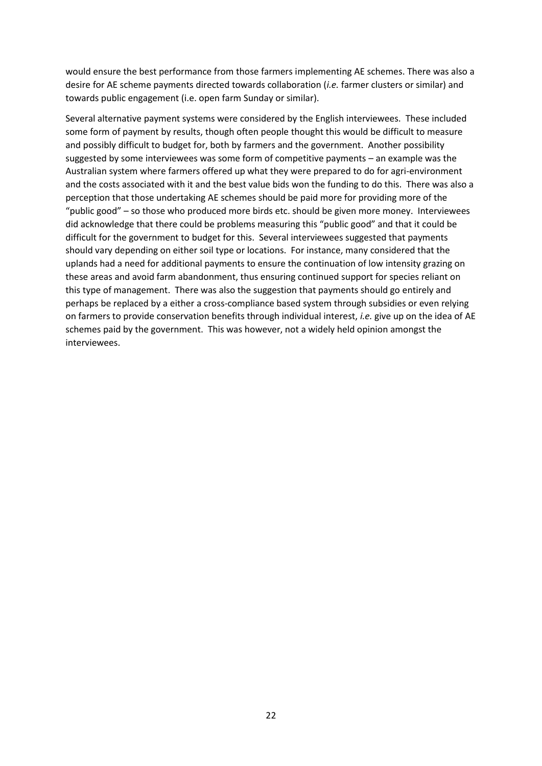would ensure the best performance from those farmers implementing AE schemes. There was also a desire for AE scheme payments directed towards collaboration (*i.e.* farmer clusters or similar) and towards public engagement (i.e. open farm Sunday or similar).

Several alternative payment systems were considered by the English interviewees. These included some form of payment by results, though often people thought this would be difficult to measure and possibly difficult to budget for, both by farmers and the government. Another possibility suggested by some interviewees was some form of competitive payments – an example was the Australian system where farmers offered up what they were prepared to do for agri-environment and the costs associated with it and the best value bids won the funding to do this. There was also a perception that those undertaking AE schemes should be paid more for providing more of the "public good" – so those who produced more birds etc. should be given more money. Interviewees did acknowledge that there could be problems measuring this "public good" and that it could be difficult for the government to budget for this. Several interviewees suggested that payments should vary depending on either soil type or locations. For instance, many considered that the uplands had a need for additional payments to ensure the continuation of low intensity grazing on these areas and avoid farm abandonment, thus ensuring continued support for species reliant on this type of management. There was also the suggestion that payments should go entirely and perhaps be replaced by a either a cross-compliance based system through subsidies or even relying on farmers to provide conservation benefits through individual interest, *i.e.* give up on the idea of AE schemes paid by the government. This was however, not a widely held opinion amongst the interviewees.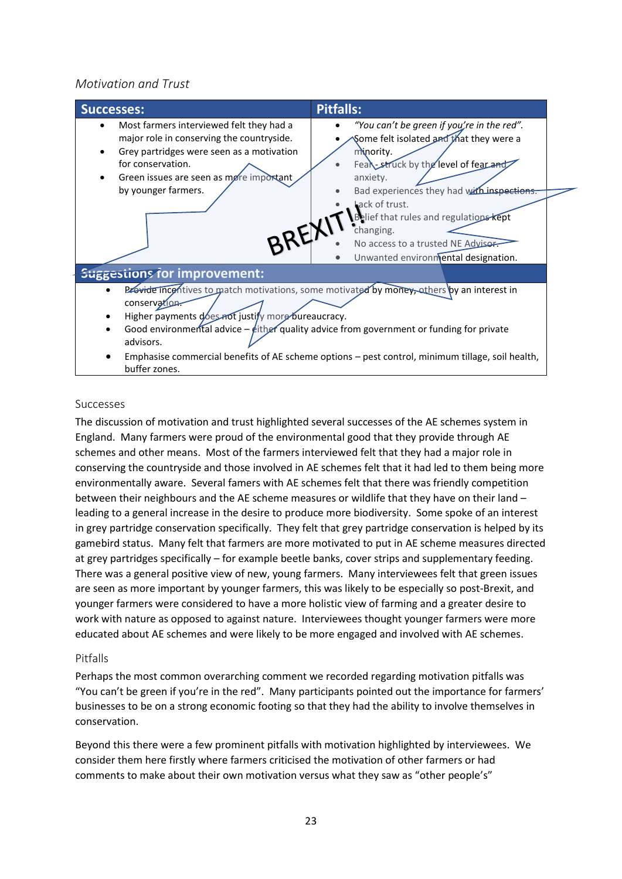*Motivation and Trust*

| Successes: | Pitfalls: |
|---|---|
| • Most farmers interviewed felt they had a major role in conserving the countryside.<br>• Grey partridges were seen as a motivation for conservation.<br>• Green issues are seen as more important by younger farmers. | • *"You can't be green if you're in the red".*<br>• Some felt isolated and that they were a minority.<br>• Fear - struck by the level of fear and anxiety.<br>• Bad experiences they had with inspections.<br>• Lack of trust.<br>• Belief that rules and regulations kept changing.<br>• No access to a trusted NE Advisor.<br>• Unwanted environmental designation. |
| **Suggestions for improvement:** | |
| • Provide incentives to match motivations, some motivated by money, others by an interest in conservation.<br>• Higher payments does not justify more bureaucracy.<br>• Good environmental advice – either quality advice from government or funding for private advisors.<br>• Emphasise commercial benefits of AE scheme options – pest control, minimum tillage, soil health, buffer zones. | |

BREXIT!!

## Successes

The discussion of motivation and trust highlighted several successes of the AE schemes system in England. Many farmers were proud of the environmental good that they provide through AE schemes and other means. Most of the farmers interviewed felt that they had a major role in conserving the countryside and those involved in AE schemes felt that it had led to them being more environmentally aware. Several famers with AE schemes felt that there was friendly competition between their neighbours and the AE scheme measures or wildlife that they have on their land – leading to a general increase in the desire to produce more biodiversity. Some spoke of an interest in grey partridge conservation specifically. They felt that grey partridge conservation is helped by its gamebird status. Many felt that farmers are more motivated to put in AE scheme measures directed at grey partridges specifically – for example beetle banks, cover strips and supplementary feeding. There was a general positive view of new, young farmers. Many interviewees felt that green issues are seen as more important by younger farmers, this was likely to be especially so post-Brexit, and younger farmers were considered to have a more holistic view of farming and a greater desire to work with nature as opposed to against nature. Interviewees thought younger farmers were more educated about AE schemes and were likely to be more engaged and involved with AE schemes.

## Pitfalls

Perhaps the most common overarching comment we recorded regarding motivation pitfalls was "You can't be green if you're in the red". Many participants pointed out the importance for farmers' businesses to be on a strong economic footing so that they had the ability to involve themselves in conservation.

Beyond this there were a few prominent pitfalls with motivation highlighted by interviewees. We consider them here firstly where farmers criticised the motivation of other farmers or had comments to make about their own motivation versus what they saw as "other people's"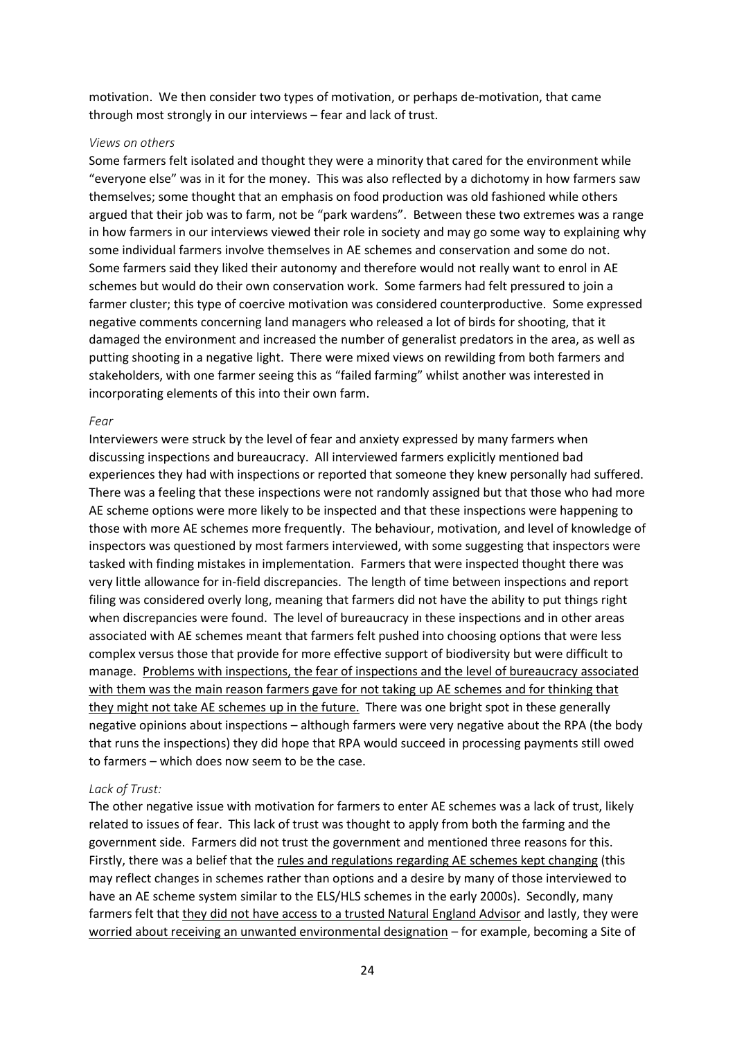motivation. We then consider two types of motivation, or perhaps de-motivation, that came through most strongly in our interviews – fear and lack of trust.

*Views on others*

Some farmers felt isolated and thought they were a minority that cared for the environment while "everyone else" was in it for the money. This was also reflected by a dichotomy in how farmers saw themselves; some thought that an emphasis on food production was old fashioned while others argued that their job was to farm, not be "park wardens". Between these two extremes was a range in how farmers in our interviews viewed their role in society and may go some way to explaining why some individual farmers involve themselves in AE schemes and conservation and some do not. Some farmers said they liked their autonomy and therefore would not really want to enrol in AE schemes but would do their own conservation work. Some farmers had felt pressured to join a farmer cluster; this type of coercive motivation was considered counterproductive. Some expressed negative comments concerning land managers who released a lot of birds for shooting, that it damaged the environment and increased the number of generalist predators in the area, as well as putting shooting in a negative light. There were mixed views on rewilding from both farmers and stakeholders, with one farmer seeing this as "failed farming" whilst another was interested in incorporating elements of this into their own farm.

*Fear*

Interviewers were struck by the level of fear and anxiety expressed by many farmers when discussing inspections and bureaucracy. All interviewed farmers explicitly mentioned bad experiences they had with inspections or reported that someone they knew personally had suffered. There was a feeling that these inspections were not randomly assigned but that those who had more AE scheme options were more likely to be inspected and that these inspections were happening to those with more AE schemes more frequently. The behaviour, motivation, and level of knowledge of inspectors was questioned by most farmers interviewed, with some suggesting that inspectors were tasked with finding mistakes in implementation. Farmers that were inspected thought there was very little allowance for in-field discrepancies. The length of time between inspections and report filing was considered overly long, meaning that farmers did not have the ability to put things right when discrepancies were found. The level of bureaucracy in these inspections and in other areas associated with AE schemes meant that farmers felt pushed into choosing options that were less complex versus those that provide for more effective support of biodiversity but were difficult to manage. <u>Problems with inspections, the fear of inspections and the level of bureaucracy associated with them was the main reason farmers gave for not taking up AE schemes and for thinking that they might not take AE schemes up in the future.</u> There was one bright spot in these generally negative opinions about inspections – although farmers were very negative about the RPA (the body that runs the inspections) they did hope that RPA would succeed in processing payments still owed to farmers – which does now seem to be the case.

*Lack of Trust:*

The other negative issue with motivation for farmers to enter AE schemes was a lack of trust, likely related to issues of fear. This lack of trust was thought to apply from both the farming and the government side. Farmers did not trust the government and mentioned three reasons for this. Firstly, there was a belief that the <u>rules and regulations regarding AE schemes kept changing</u> (this may reflect changes in schemes rather than options and a desire by many of those interviewed to have an AE scheme system similar to the ELS/HLS schemes in the early 2000s). Secondly, many farmers felt that <u>they did not have access to a trusted Natural England Advisor</u> and lastly, they were <u>worried about receiving an unwanted environmental designation</u> – for example, becoming a Site of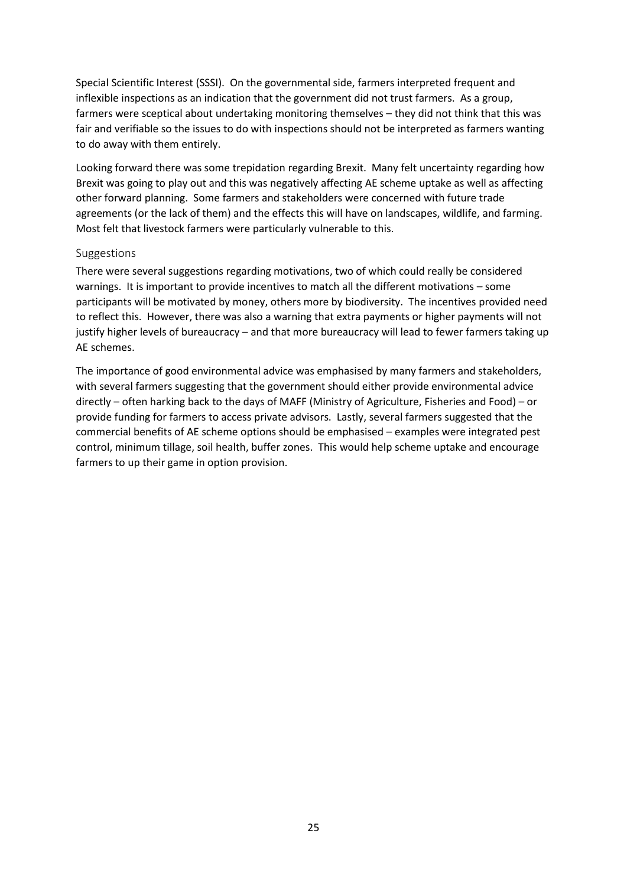Special Scientific Interest (SSSI). On the governmental side, farmers interpreted frequent and inflexible inspections as an indication that the government did not trust farmers. As a group, farmers were sceptical about undertaking monitoring themselves – they did not think that this was fair and verifiable so the issues to do with inspections should not be interpreted as farmers wanting to do away with them entirely.

Looking forward there was some trepidation regarding Brexit. Many felt uncertainty regarding how Brexit was going to play out and this was negatively affecting AE scheme uptake as well as affecting other forward planning. Some farmers and stakeholders were concerned with future trade agreements (or the lack of them) and the effects this will have on landscapes, wildlife, and farming. Most felt that livestock farmers were particularly vulnerable to this.

### Suggestions

There were several suggestions regarding motivations, two of which could really be considered warnings. It is important to provide incentives to match all the different motivations – some participants will be motivated by money, others more by biodiversity. The incentives provided need to reflect this. However, there was also a warning that extra payments or higher payments will not justify higher levels of bureaucracy – and that more bureaucracy will lead to fewer farmers taking up AE schemes.

The importance of good environmental advice was emphasised by many farmers and stakeholders, with several farmers suggesting that the government should either provide environmental advice directly – often harking back to the days of MAFF (Ministry of Agriculture, Fisheries and Food) – or provide funding for farmers to access private advisors. Lastly, several farmers suggested that the commercial benefits of AE scheme options should be emphasised – examples were integrated pest control, minimum tillage, soil health, buffer zones. This would help scheme uptake and encourage farmers to up their game in option provision.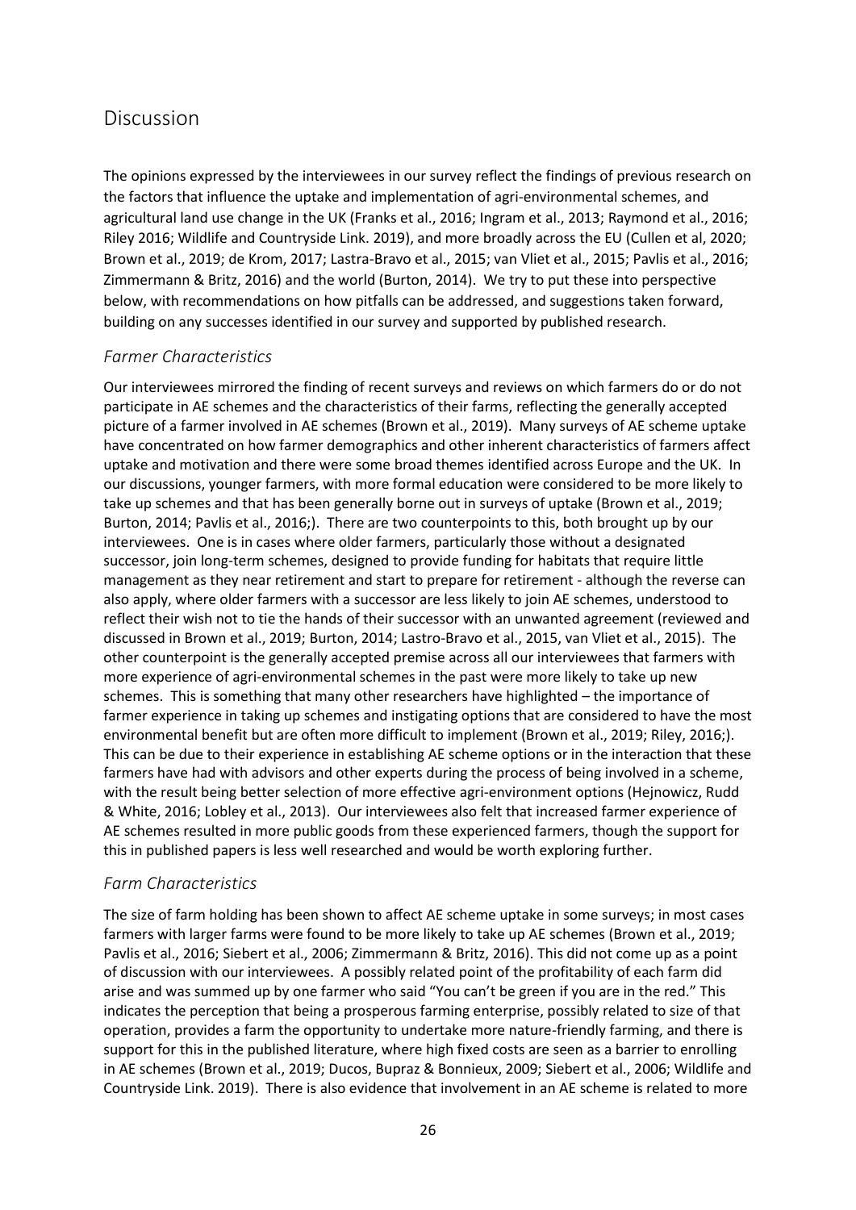# Discussion

The opinions expressed by the interviewees in our survey reflect the findings of previous research on the factors that influence the uptake and implementation of agri-environmental schemes, and agricultural land use change in the UK (Franks et al., 2016; Ingram et al., 2013; Raymond et al., 2016; Riley 2016; Wildlife and Countryside Link. 2019), and more broadly across the EU (Cullen et al, 2020; Brown et al., 2019; de Krom, 2017; Lastra-Bravo et al., 2015; van Vliet et al., 2015; Pavlis et al., 2016; Zimmermann & Britz, 2016) and the world (Burton, 2014). We try to put these into perspective below, with recommendations on how pitfalls can be addressed, and suggestions taken forward, building on any successes identified in our survey and supported by published research.

## *Farmer Characteristics*

Our interviewees mirrored the finding of recent surveys and reviews on which farmers do or do not participate in AE schemes and the characteristics of their farms, reflecting the generally accepted picture of a farmer involved in AE schemes (Brown et al., 2019). Many surveys of AE scheme uptake have concentrated on how farmer demographics and other inherent characteristics of farmers affect uptake and motivation and there were some broad themes identified across Europe and the UK. In our discussions, younger farmers, with more formal education were considered to be more likely to take up schemes and that has been generally borne out in surveys of uptake (Brown et al., 2019; Burton, 2014; Pavlis et al., 2016;). There are two counterpoints to this, both brought up by our interviewees. One is in cases where older farmers, particularly those without a designated successor, join long-term schemes, designed to provide funding for habitats that require little management as they near retirement and start to prepare for retirement - although the reverse can also apply, where older farmers with a successor are less likely to join AE schemes, understood to reflect their wish not to tie the hands of their successor with an unwanted agreement (reviewed and discussed in Brown et al., 2019; Burton, 2014; Lastro-Bravo et al., 2015, van Vliet et al., 2015). The other counterpoint is the generally accepted premise across all our interviewees that farmers with more experience of agri-environmental schemes in the past were more likely to take up new schemes. This is something that many other researchers have highlighted – the importance of farmer experience in taking up schemes and instigating options that are considered to have the most environmental benefit but are often more difficult to implement (Brown et al., 2019; Riley, 2016;). This can be due to their experience in establishing AE scheme options or in the interaction that these farmers have had with advisors and other experts during the process of being involved in a scheme, with the result being better selection of more effective agri-environment options (Hejnowicz, Rudd & White, 2016; Lobley et al., 2013). Our interviewees also felt that increased farmer experience of AE schemes resulted in more public goods from these experienced farmers, though the support for this in published papers is less well researched and would be worth exploring further.

## *Farm Characteristics*

The size of farm holding has been shown to affect AE scheme uptake in some surveys; in most cases farmers with larger farms were found to be more likely to take up AE schemes (Brown et al., 2019; Pavlis et al., 2016; Siebert et al., 2006; Zimmermann & Britz, 2016). This did not come up as a point of discussion with our interviewees. A possibly related point of the profitability of each farm did arise and was summed up by one farmer who said "You can't be green if you are in the red." This indicates the perception that being a prosperous farming enterprise, possibly related to size of that operation, provides a farm the opportunity to undertake more nature-friendly farming, and there is support for this in the published literature, where high fixed costs are seen as a barrier to enrolling in AE schemes (Brown et al., 2019; Ducos, Bupraz & Bonnieux, 2009; Siebert et al., 2006; Wildlife and Countryside Link. 2019). There is also evidence that involvement in an AE scheme is related to more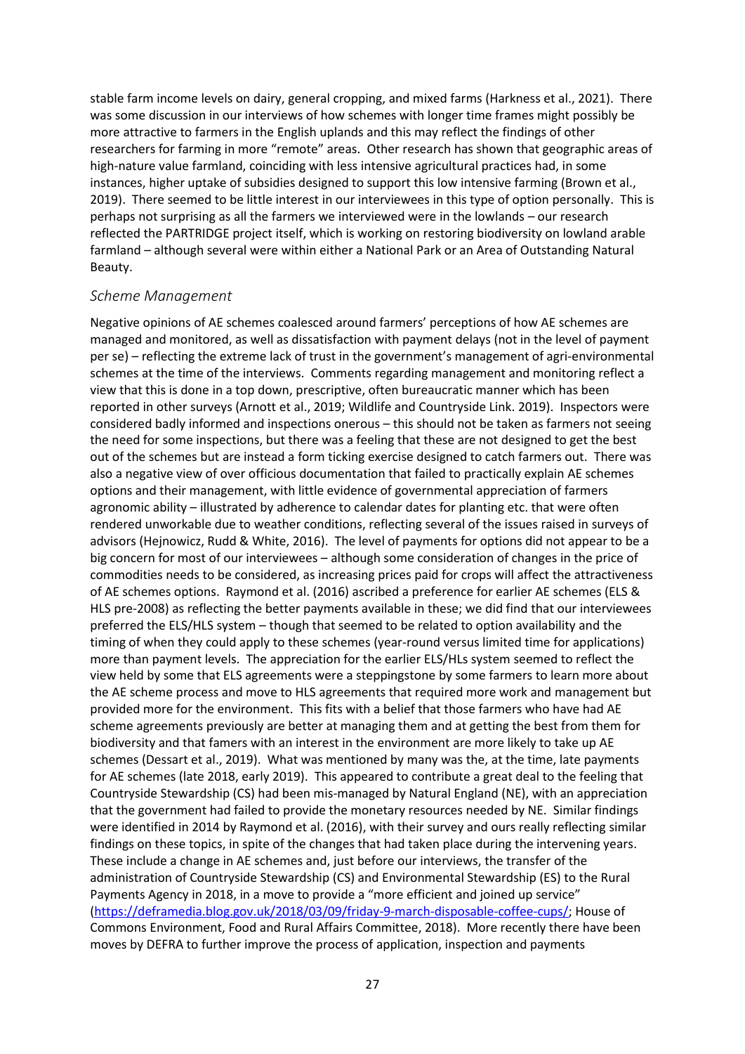stable farm income levels on dairy, general cropping, and mixed farms (Harkness et al., 2021). There was some discussion in our interviews of how schemes with longer time frames might possibly be more attractive to farmers in the English uplands and this may reflect the findings of other researchers for farming in more "remote" areas. Other research has shown that geographic areas of high-nature value farmland, coinciding with less intensive agricultural practices had, in some instances, higher uptake of subsidies designed to support this low intensive farming (Brown et al., 2019). There seemed to be little interest in our interviewees in this type of option personally. This is perhaps not surprising as all the farmers we interviewed were in the lowlands – our research reflected the PARTRIDGE project itself, which is working on restoring biodiversity on lowland arable farmland – although several were within either a National Park or an Area of Outstanding Natural Beauty.

### *Scheme Management*

Negative opinions of AE schemes coalesced around farmers' perceptions of how AE schemes are managed and monitored, as well as dissatisfaction with payment delays (not in the level of payment per se) – reflecting the extreme lack of trust in the government's management of agri-environmental schemes at the time of the interviews. Comments regarding management and monitoring reflect a view that this is done in a top down, prescriptive, often bureaucratic manner which has been reported in other surveys (Arnott et al., 2019; Wildlife and Countryside Link. 2019). Inspectors were considered badly informed and inspections onerous – this should not be taken as farmers not seeing the need for some inspections, but there was a feeling that these are not designed to get the best out of the schemes but are instead a form ticking exercise designed to catch farmers out. There was also a negative view of over officious documentation that failed to practically explain AE schemes options and their management, with little evidence of governmental appreciation of farmers agronomic ability – illustrated by adherence to calendar dates for planting etc. that were often rendered unworkable due to weather conditions, reflecting several of the issues raised in surveys of advisors (Hejnowicz, Rudd & White, 2016). The level of payments for options did not appear to be a big concern for most of our interviewees – although some consideration of changes in the price of commodities needs to be considered, as increasing prices paid for crops will affect the attractiveness of AE schemes options. Raymond et al. (2016) ascribed a preference for earlier AE schemes (ELS & HLS pre-2008) as reflecting the better payments available in these; we did find that our interviewees preferred the ELS/HLS system – though that seemed to be related to option availability and the timing of when they could apply to these schemes (year-round versus limited time for applications) more than payment levels. The appreciation for the earlier ELS/HLs system seemed to reflect the view held by some that ELS agreements were a steppingstone by some farmers to learn more about the AE scheme process and move to HLS agreements that required more work and management but provided more for the environment. This fits with a belief that those farmers who have had AE scheme agreements previously are better at managing them and at getting the best from them for biodiversity and that famers with an interest in the environment are more likely to take up AE schemes (Dessart et al., 2019). What was mentioned by many was the, at the time, late payments for AE schemes (late 2018, early 2019). This appeared to contribute a great deal to the feeling that Countryside Stewardship (CS) had been mis-managed by Natural England (NE), with an appreciation that the government had failed to provide the monetary resources needed by NE. Similar findings were identified in 2014 by Raymond et al. (2016), with their survey and ours really reflecting similar findings on these topics, in spite of the changes that had taken place during the intervening years. These include a change in AE schemes and, just before our interviews, the transfer of the administration of Countryside Stewardship (CS) and Environmental Stewardship (ES) to the Rural Payments Agency in 2018, in a move to provide a "more efficient and joined up service" (https://deframedia.blog.gov.uk/2018/03/09/friday-9-march-disposable-coffee-cups/; House of Commons Environment, Food and Rural Affairs Committee, 2018). More recently there have been moves by DEFRA to further improve the process of application, inspection and payments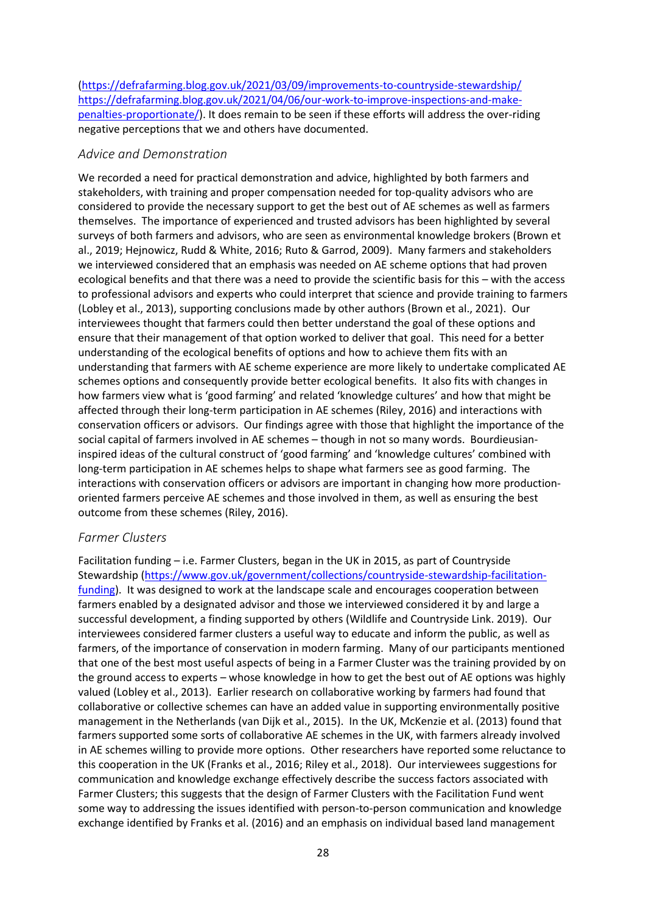(https://defrafarming.blog.gov.uk/2021/03/09/improvements-to-countryside-stewardship/ https://defrafarming.blog.gov.uk/2021/04/06/our-work-to-improve-inspections-and-make-penalties-proportionate/). It does remain to be seen if these efforts will address the over-riding negative perceptions that we and others have documented.

### *Advice and Demonstration*

We recorded a need for practical demonstration and advice, highlighted by both farmers and stakeholders, with training and proper compensation needed for top-quality advisors who are considered to provide the necessary support to get the best out of AE schemes as well as farmers themselves. The importance of experienced and trusted advisors has been highlighted by several surveys of both farmers and advisors, who are seen as environmental knowledge brokers (Brown et al., 2019; Hejnowicz, Rudd & White, 2016; Ruto & Garrod, 2009). Many farmers and stakeholders we interviewed considered that an emphasis was needed on AE scheme options that had proven ecological benefits and that there was a need to provide the scientific basis for this – with the access to professional advisors and experts who could interpret that science and provide training to farmers (Lobley et al., 2013), supporting conclusions made by other authors (Brown et al., 2021). Our interviewees thought that farmers could then better understand the goal of these options and ensure that their management of that option worked to deliver that goal. This need for a better understanding of the ecological benefits of options and how to achieve them fits with an understanding that farmers with AE scheme experience are more likely to undertake complicated AE schemes options and consequently provide better ecological benefits. It also fits with changes in how farmers view what is 'good farming' and related 'knowledge cultures' and how that might be affected through their long-term participation in AE schemes (Riley, 2016) and interactions with conservation officers or advisors. Our findings agree with those that highlight the importance of the social capital of farmers involved in AE schemes – though in not so many words. Bourdieusian-inspired ideas of the cultural construct of 'good farming' and 'knowledge cultures' combined with long-term participation in AE schemes helps to shape what farmers see as good farming. The interactions with conservation officers or advisors are important in changing how more production-oriented farmers perceive AE schemes and those involved in them, as well as ensuring the best outcome from these schemes (Riley, 2016).

### *Farmer Clusters*

Facilitation funding – i.e. Farmer Clusters, began in the UK in 2015, as part of Countryside Stewardship (https://www.gov.uk/government/collections/countryside-stewardship-facilitation-funding). It was designed to work at the landscape scale and encourages cooperation between farmers enabled by a designated advisor and those we interviewed considered it by and large a successful development, a finding supported by others (Wildlife and Countryside Link. 2019). Our interviewees considered farmer clusters a useful way to educate and inform the public, as well as farmers, of the importance of conservation in modern farming. Many of our participants mentioned that one of the best most useful aspects of being in a Farmer Cluster was the training provided by on the ground access to experts – whose knowledge in how to get the best out of AE options was highly valued (Lobley et al., 2013). Earlier research on collaborative working by farmers had found that collaborative or collective schemes can have an added value in supporting environmentally positive management in the Netherlands (van Dijk et al., 2015). In the UK, McKenzie et al. (2013) found that farmers supported some sorts of collaborative AE schemes in the UK, with farmers already involved in AE schemes willing to provide more options. Other researchers have reported some reluctance to this cooperation in the UK (Franks et al., 2016; Riley et al., 2018). Our interviewees suggestions for communication and knowledge exchange effectively describe the success factors associated with Farmer Clusters; this suggests that the design of Farmer Clusters with the Facilitation Fund went some way to addressing the issues identified with person-to-person communication and knowledge exchange identified by Franks et al. (2016) and an emphasis on individual based land management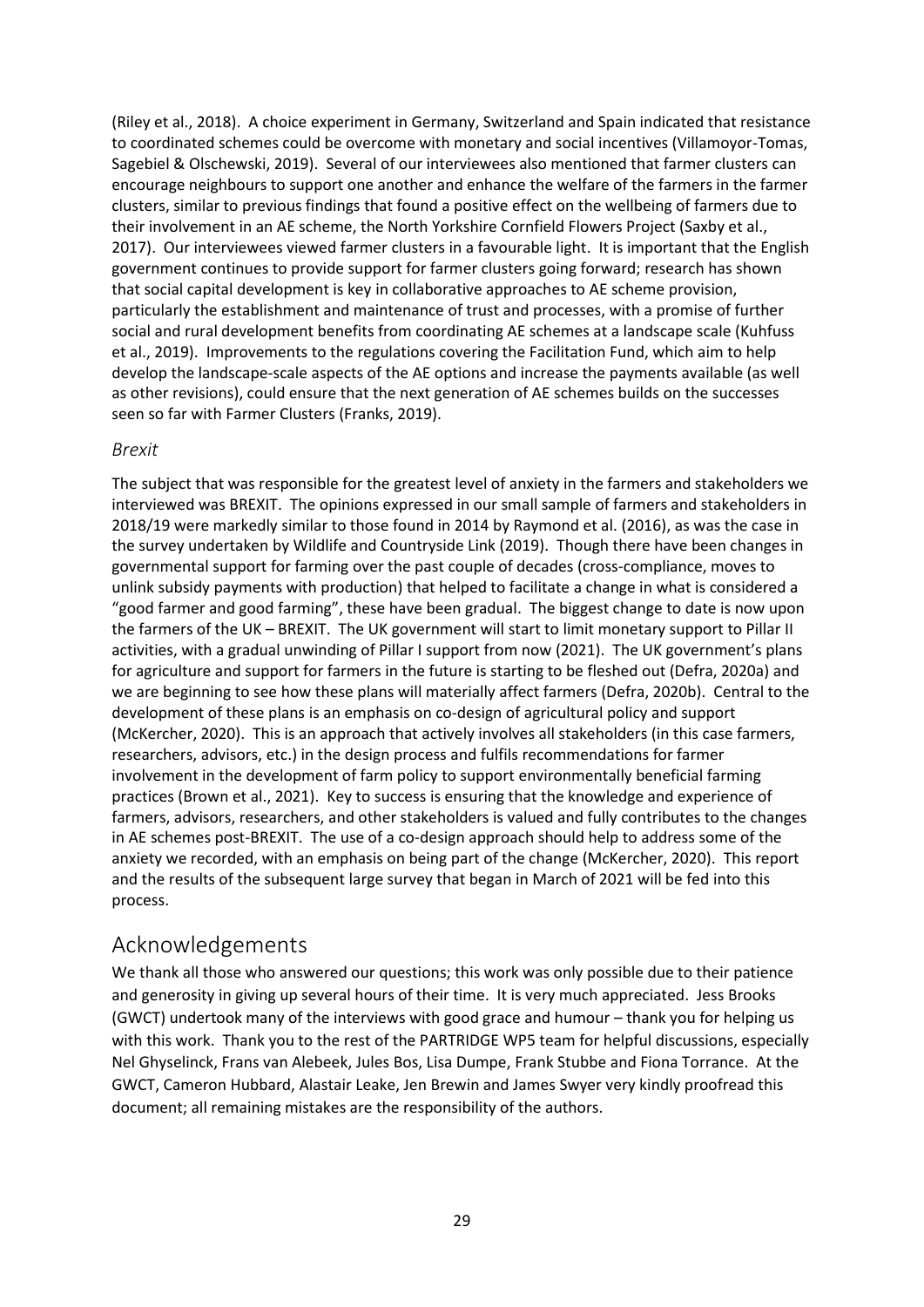(Riley et al., 2018). A choice experiment in Germany, Switzerland and Spain indicated that resistance to coordinated schemes could be overcome with monetary and social incentives (Villamoyor-Tomas, Sagebiel & Olschewski, 2019). Several of our interviewees also mentioned that farmer clusters can encourage neighbours to support one another and enhance the welfare of the farmers in the farmer clusters, similar to previous findings that found a positive effect on the wellbeing of farmers due to their involvement in an AE scheme, the North Yorkshire Cornfield Flowers Project (Saxby et al., 2017). Our interviewees viewed farmer clusters in a favourable light. It is important that the English government continues to provide support for farmer clusters going forward; research has shown that social capital development is key in collaborative approaches to AE scheme provision, particularly the establishment and maintenance of trust and processes, with a promise of further social and rural development benefits from coordinating AE schemes at a landscape scale (Kuhfuss et al., 2019). Improvements to the regulations covering the Facilitation Fund, which aim to help develop the landscape-scale aspects of the AE options and increase the payments available (as well as other revisions), could ensure that the next generation of AE schemes builds on the successes seen so far with Farmer Clusters (Franks, 2019).

### *Brexit*

The subject that was responsible for the greatest level of anxiety in the farmers and stakeholders we interviewed was BREXIT. The opinions expressed in our small sample of farmers and stakeholders in 2018/19 were markedly similar to those found in 2014 by Raymond et al. (2016), as was the case in the survey undertaken by Wildlife and Countryside Link (2019). Though there have been changes in governmental support for farming over the past couple of decades (cross-compliance, moves to unlink subsidy payments with production) that helped to facilitate a change in what is considered a "good farmer and good farming", these have been gradual. The biggest change to date is now upon the farmers of the UK – BREXIT. The UK government will start to limit monetary support to Pillar II activities, with a gradual unwinding of Pillar I support from now (2021). The UK government's plans for agriculture and support for farmers in the future is starting to be fleshed out (Defra, 2020a) and we are beginning to see how these plans will materially affect farmers (Defra, 2020b). Central to the development of these plans is an emphasis on co-design of agricultural policy and support (McKercher, 2020). This is an approach that actively involves all stakeholders (in this case farmers, researchers, advisors, etc.) in the design process and fulfils recommendations for farmer involvement in the development of farm policy to support environmentally beneficial farming practices (Brown et al., 2021). Key to success is ensuring that the knowledge and experience of farmers, advisors, researchers, and other stakeholders is valued and fully contributes to the changes in AE schemes post-BREXIT. The use of a co-design approach should help to address some of the anxiety we recorded, with an emphasis on being part of the change (McKercher, 2020). This report and the results of the subsequent large survey that began in March of 2021 will be fed into this process.

## Acknowledgements

We thank all those who answered our questions; this work was only possible due to their patience and generosity in giving up several hours of their time. It is very much appreciated. Jess Brooks (GWCT) undertook many of the interviews with good grace and humour – thank you for helping us with this work. Thank you to the rest of the PARTRIDGE WP5 team for helpful discussions, especially Nel Ghyselinck, Frans van Alebeek, Jules Bos, Lisa Dumpe, Frank Stubbe and Fiona Torrance. At the GWCT, Cameron Hubbard, Alastair Leake, Jen Brewin and James Swyer very kindly proofread this document; all remaining mistakes are the responsibility of the authors.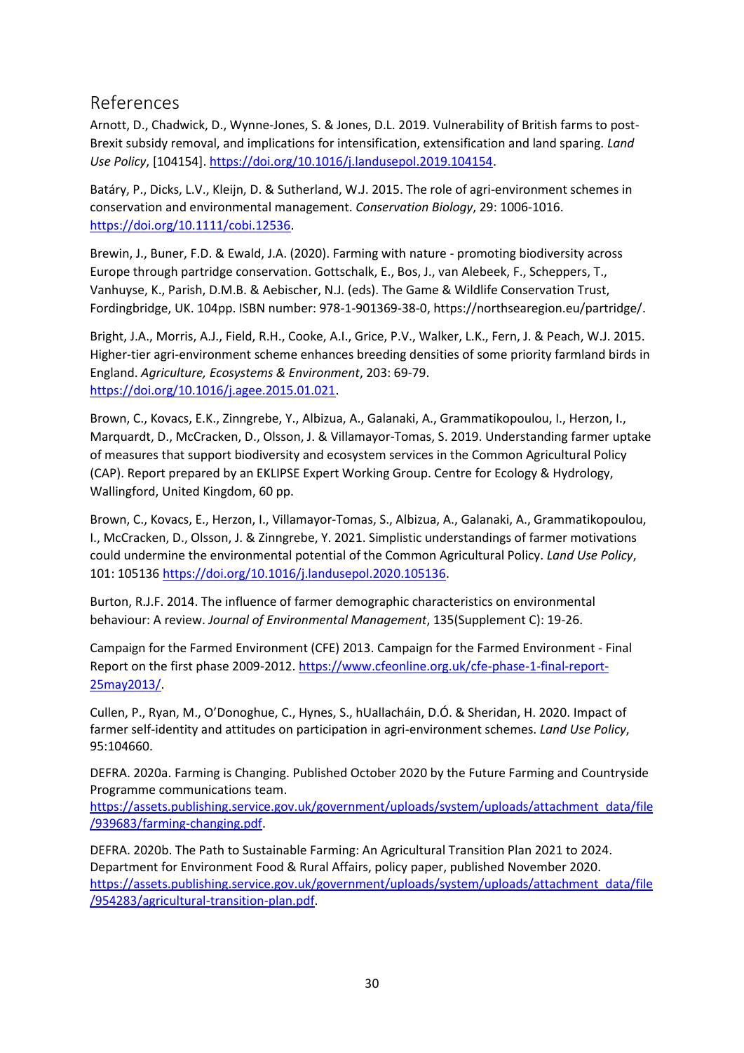## References

Arnott, D., Chadwick, D., Wynne-Jones, S. & Jones, D.L. 2019. Vulnerability of British farms to post-Brexit subsidy removal, and implications for intensification, extensification and land sparing. *Land Use Policy*, [104154]. https://doi.org/10.1016/j.landusepol.2019.104154.

Batáry, P., Dicks, L.V., Kleijn, D. & Sutherland, W.J. 2015. The role of agri-environment schemes in conservation and environmental management. *Conservation Biology*, 29: 1006-1016. https://doi.org/10.1111/cobi.12536.

Brewin, J., Buner, F.D. & Ewald, J.A. (2020). Farming with nature - promoting biodiversity across Europe through partridge conservation. Gottschalk, E., Bos, J., van Alebeek, F., Scheppers, T., Vanhuyse, K., Parish, D.M.B. & Aebischer, N.J. (eds). The Game & Wildlife Conservation Trust, Fordingbridge, UK. 104pp. ISBN number: 978-1-901369-38-0, https://northsearegion.eu/partridge/.

Bright, J.A., Morris, A.J., Field, R.H., Cooke, A.I., Grice, P.V., Walker, L.K., Fern, J. & Peach, W.J. 2015. Higher-tier agri-environment scheme enhances breeding densities of some priority farmland birds in England. *Agriculture, Ecosystems & Environment*, 203: 69-79. https://doi.org/10.1016/j.agee.2015.01.021.

Brown, C., Kovacs, E.K., Zinngrebe, Y., Albizua, A., Galanaki, A., Grammatikopoulou, I., Herzon, I., Marquardt, D., McCracken, D., Olsson, J. & Villamayor-Tomas, S. 2019. Understanding farmer uptake of measures that support biodiversity and ecosystem services in the Common Agricultural Policy (CAP). Report prepared by an EKLIPSE Expert Working Group. Centre for Ecology & Hydrology, Wallingford, United Kingdom, 60 pp.

Brown, C., Kovacs, E., Herzon, I., Villamayor-Tomas, S., Albizua, A., Galanaki, A., Grammatikopoulou, I., McCracken, D., Olsson, J. & Zinngrebe, Y. 2021. Simplistic understandings of farmer motivations could undermine the environmental potential of the Common Agricultural Policy. *Land Use Policy*, 101: 105136 https://doi.org/10.1016/j.landusepol.2020.105136.

Burton, R.J.F. 2014. The influence of farmer demographic characteristics on environmental behaviour: A review. *Journal of Environmental Management*, 135(Supplement C): 19-26.

Campaign for the Farmed Environment (CFE) 2013. Campaign for the Farmed Environment - Final Report on the first phase 2009-2012. https://www.cfeonline.org.uk/cfe-phase-1-final-report-25may2013/.

Cullen, P., Ryan, M., O'Donoghue, C., Hynes, S., hUallacháin, D.Ó. & Sheridan, H. 2020. Impact of farmer self-identity and attitudes on participation in agri-environment schemes. *Land Use Policy*, 95:104660.

DEFRA. 2020a. Farming is Changing. Published October 2020 by the Future Farming and Countryside Programme communications team. https://assets.publishing.service.gov.uk/government/uploads/system/uploads/attachment_data/file/939683/farming-changing.pdf.

DEFRA. 2020b. The Path to Sustainable Farming: An Agricultural Transition Plan 2021 to 2024. Department for Environment Food & Rural Affairs, policy paper, published November 2020. https://assets.publishing.service.gov.uk/government/uploads/system/uploads/attachment_data/file/954283/agricultural-transition-plan.pdf.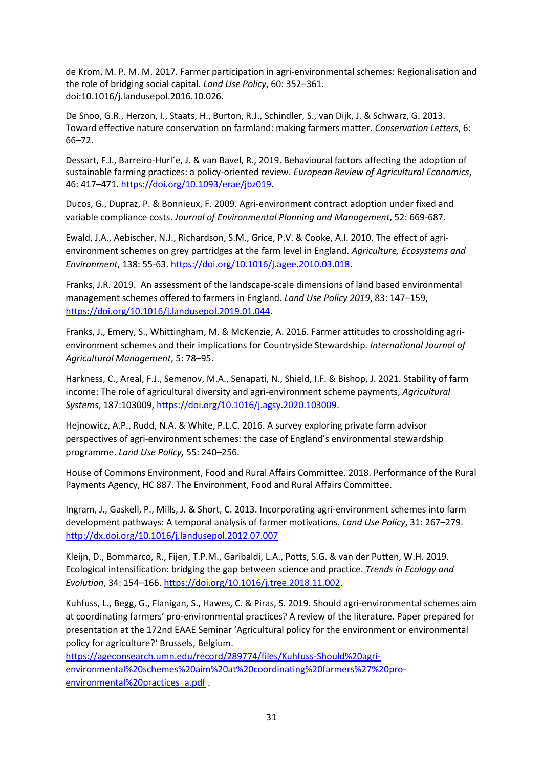de Krom, M. P. M. M. 2017. Farmer participation in agri-environmental schemes: Regionalisation and the role of bridging social capital. *Land Use Policy*, 60: 352–361. doi:10.1016/j.landusepol.2016.10.026.

De Snoo, G.R., Herzon, I., Staats, H., Burton, R.J., Schindler, S., van Dijk, J. & Schwarz, G. 2013. Toward effective nature conservation on farmland: making farmers matter. *Conservation Letters*, 6: 66–72.

Dessart, F.J., Barreiro-Hurl´e, J. & van Bavel, R., 2019. Behavioural factors affecting the adoption of sustainable farming practices: a policy-oriented review. *European Review of Agricultural Economics*, 46: 417–471. https://doi.org/10.1093/erae/jbz019.

Ducos, G., Dupraz, P. & Bonnieux, F. 2009. Agri-environment contract adoption under fixed and variable compliance costs. *Journal of Environmental Planning and Management*, 52: 669-687.

Ewald, J.A., Aebischer, N.J., Richardson, S.M., Grice, P.V. & Cooke, A.I. 2010. The effect of agri-environment schemes on grey partridges at the farm level in England. *Agriculture, Ecosystems and Environment*, 138: 55-63. https://doi.org/10.1016/j.agee.2010.03.018.

Franks, J.R. 2019. An assessment of the landscape-scale dimensions of land based environmental management schemes offered to farmers in England. *Land Use Policy 2019*, 83: 147–159, https://doi.org/10.1016/j.landusepol.2019.01.044.

Franks, J., Emery, S., Whittingham, M. & McKenzie, A. 2016. Farmer attitudes to crossholding agri-environment schemes and their implications for Countryside Stewardship. *International Journal of Agricultural Management*, 5: 78–95.

Harkness, C., Areal, F.J., Semenov, M.A., Senapati, N., Shield, I.F. & Bishop, J. 2021. Stability of farm income: The role of agricultural diversity and agri-environment scheme payments, *Agricultural Systems*, 187:103009, https://doi.org/10.1016/j.agsy.2020.103009.

Hejnowicz, A.P., Rudd, N.A. & White, P.L.C. 2016. A survey exploring private farm advisor perspectives of agri-environment schemes: the case of England's environmental stewardship programme. *Land Use Policy,* 55: 240–256.

House of Commons Environment, Food and Rural Affairs Committee. 2018. Performance of the Rural Payments Agency, HC 887. The Environment, Food and Rural Affairs Committee.

Ingram, J., Gaskell, P., Mills, J. & Short, C. 2013. Incorporating agri-environment schemes into farm development pathways: A temporal analysis of farmer motivations. *Land Use Policy*, 31: 267–279. http://dx.doi.org/10.1016/j.landusepol.2012.07.007

Kleijn, D., Bommarco, R., Fijen, T.P.M., Garibaldi, L.A., Potts, S.G. & van der Putten, W.H. 2019. Ecological intensification: bridging the gap between science and practice. *Trends in Ecology and Evolution*, 34: 154–166. https://doi.org/10.1016/j.tree.2018.11.002.

Kuhfuss, L., Begg, G., Flanigan, S., Hawes, C. & Piras, S. 2019. Should agri-environmental schemes aim at coordinating farmers' pro-environmental practices? A review of the literature. Paper prepared for presentation at the 172nd EAAE Seminar 'Agricultural policy for the environment or environmental policy for agriculture?' Brussels, Belgium. https://ageconsearch.umn.edu/record/289774/files/Kuhfuss-Should%20agri-environmental%20schemes%20aim%20at%20coordinating%20farmers%27%20pro-environmental%20practices_a.pdf .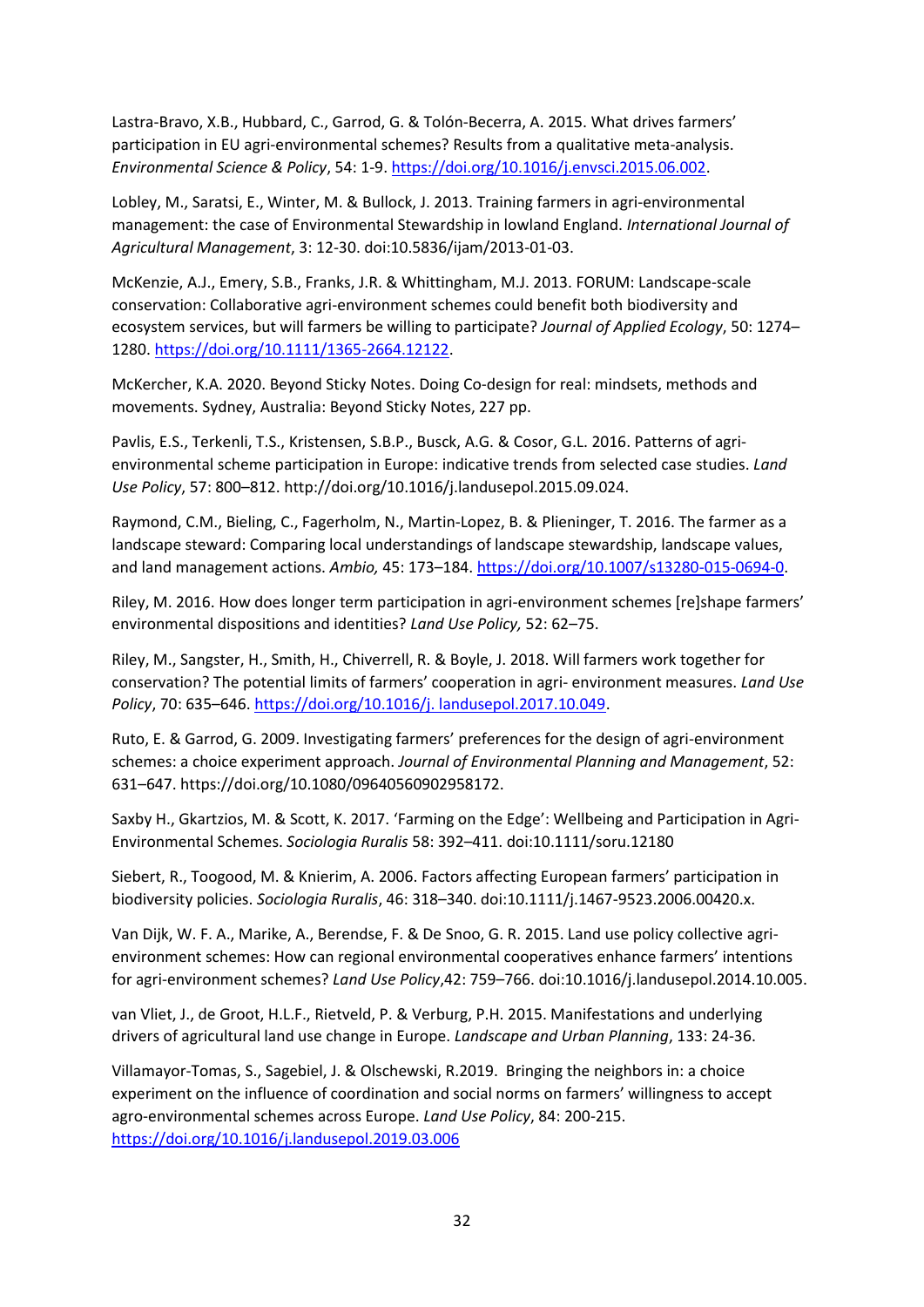Lastra-Bravo, X.B., Hubbard, C., Garrod, G. & Tolón-Becerra, A. 2015. What drives farmers' participation in EU agri-environmental schemes? Results from a qualitative meta-analysis. *Environmental Science & Policy*, 54: 1-9. https://doi.org/10.1016/j.envsci.2015.06.002.

Lobley, M., Saratsi, E., Winter, M. & Bullock, J. 2013. Training farmers in agri-environmental management: the case of Environmental Stewardship in lowland England. *International Journal of Agricultural Management*, 3: 12-30. doi:10.5836/ijam/2013-01-03.

McKenzie, A.J., Emery, S.B., Franks, J.R. & Whittingham, M.J. 2013. FORUM: Landscape-scale conservation: Collaborative agri-environment schemes could benefit both biodiversity and ecosystem services, but will farmers be willing to participate? *Journal of Applied Ecology*, 50: 1274–1280. https://doi.org/10.1111/1365-2664.12122.

McKercher, K.A. 2020. Beyond Sticky Notes. Doing Co-design for real: mindsets, methods and movements. Sydney, Australia: Beyond Sticky Notes, 227 pp.

Pavlis, E.S., Terkenli, T.S., Kristensen, S.B.P., Busck, A.G. & Cosor, G.L. 2016. Patterns of agri-environmental scheme participation in Europe: indicative trends from selected case studies. *Land Use Policy*, 57: 800–812. http://doi.org/10.1016/j.landusepol.2015.09.024.

Raymond, C.M., Bieling, C., Fagerholm, N., Martin-Lopez, B. & Plieninger, T. 2016. The farmer as a landscape steward: Comparing local understandings of landscape stewardship, landscape values, and land management actions. *Ambio,* 45: 173–184. https://doi.org/10.1007/s13280-015-0694-0.

Riley, M. 2016. How does longer term participation in agri-environment schemes [re]shape farmers' environmental dispositions and identities? *Land Use Policy,* 52: 62–75.

Riley, M., Sangster, H., Smith, H., Chiverrell, R. & Boyle, J. 2018. Will farmers work together for conservation? The potential limits of farmers' cooperation in agri- environment measures. *Land Use Policy*, 70: 635–646. https://doi.org/10.1016/j. landusepol.2017.10.049.

Ruto, E. & Garrod, G. 2009. Investigating farmers' preferences for the design of agri-environment schemes: a choice experiment approach. *Journal of Environmental Planning and Management*, 52: 631–647. https://doi.org/10.1080/09640560902958172.

Saxby H., Gkartzios, M. & Scott, K. 2017. 'Farming on the Edge': Wellbeing and Participation in Agri-Environmental Schemes. *Sociologia Ruralis* 58: 392–411. doi:10.1111/soru.12180

Siebert, R., Toogood, M. & Knierim, A. 2006. Factors affecting European farmers' participation in biodiversity policies. *Sociologia Ruralis*, 46: 318–340. doi:10.1111/j.1467-9523.2006.00420.x.

Van Dijk, W. F. A., Marike, A., Berendse, F. & De Snoo, G. R. 2015. Land use policy collective agri-environment schemes: How can regional environmental cooperatives enhance farmers' intentions for agri-environment schemes? *Land Use Policy*,42: 759–766. doi:10.1016/j.landusepol.2014.10.005.

van Vliet, J., de Groot, H.L.F., Rietveld, P. & Verburg, P.H. 2015. Manifestations and underlying drivers of agricultural land use change in Europe. *Landscape and Urban Planning*, 133: 24-36.

Villamayor-Tomas, S., Sagebiel, J. & Olschewski, R.2019. Bringing the neighbors in: a choice experiment on the influence of coordination and social norms on farmers' willingness to accept agro-environmental schemes across Europe. *Land Use Policy*, 84: 200-215. https://doi.org/10.1016/j.landusepol.2019.03.006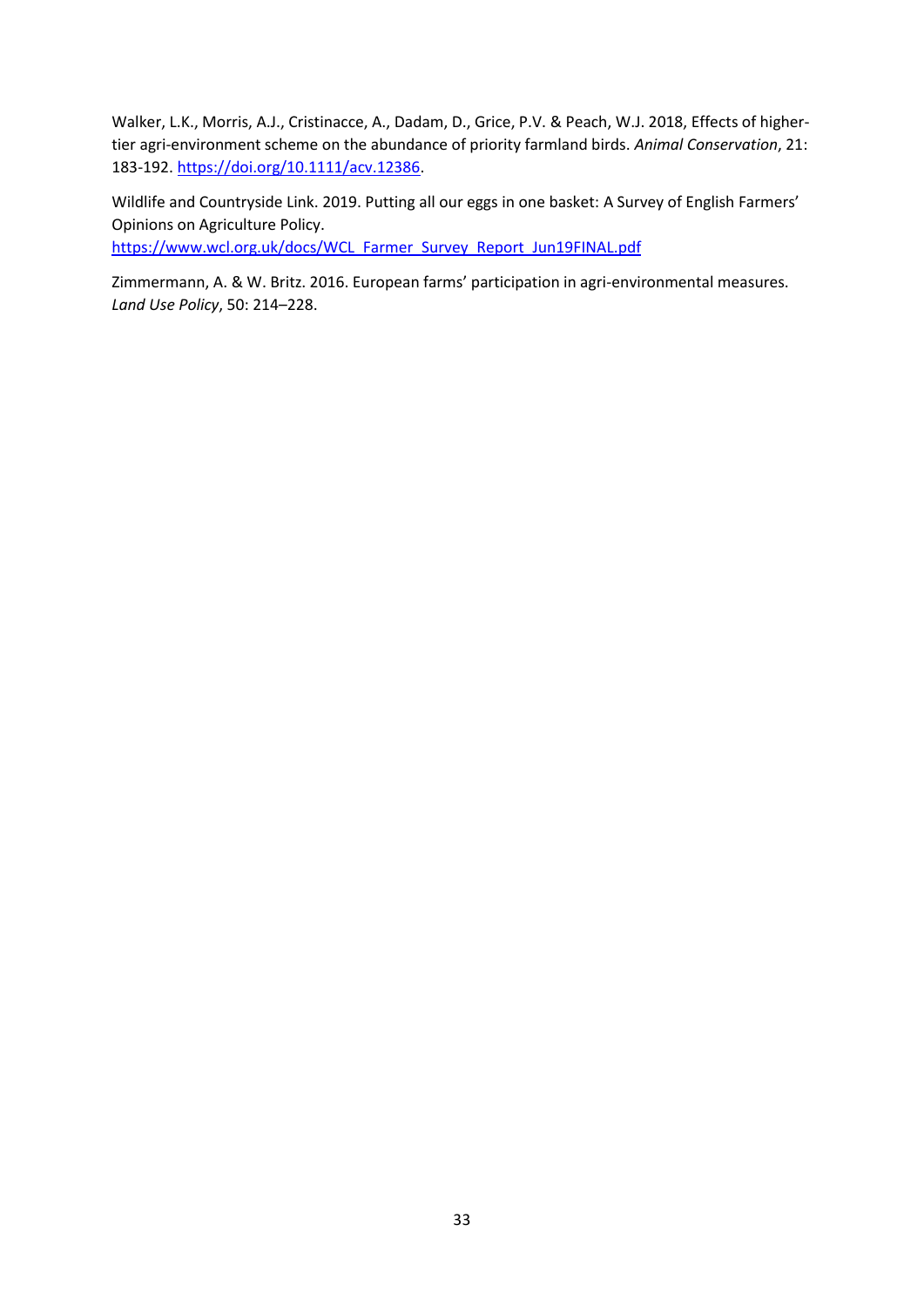Walker, L.K., Morris, A.J., Cristinacce, A., Dadam, D., Grice, P.V. & Peach, W.J. 2018, Effects of higher-tier agri-environment scheme on the abundance of priority farmland birds. *Animal Conservation*, 21: 183-192. https://doi.org/10.1111/acv.12386.

Wildlife and Countryside Link. 2019. Putting all our eggs in one basket: A Survey of English Farmers' Opinions on Agriculture Policy. https://www.wcl.org.uk/docs/WCL_Farmer_Survey_Report_Jun19FINAL.pdf

Zimmermann, A. & W. Britz. 2016. European farms' participation in agri-environmental measures. *Land Use Policy*, 50: 214–228.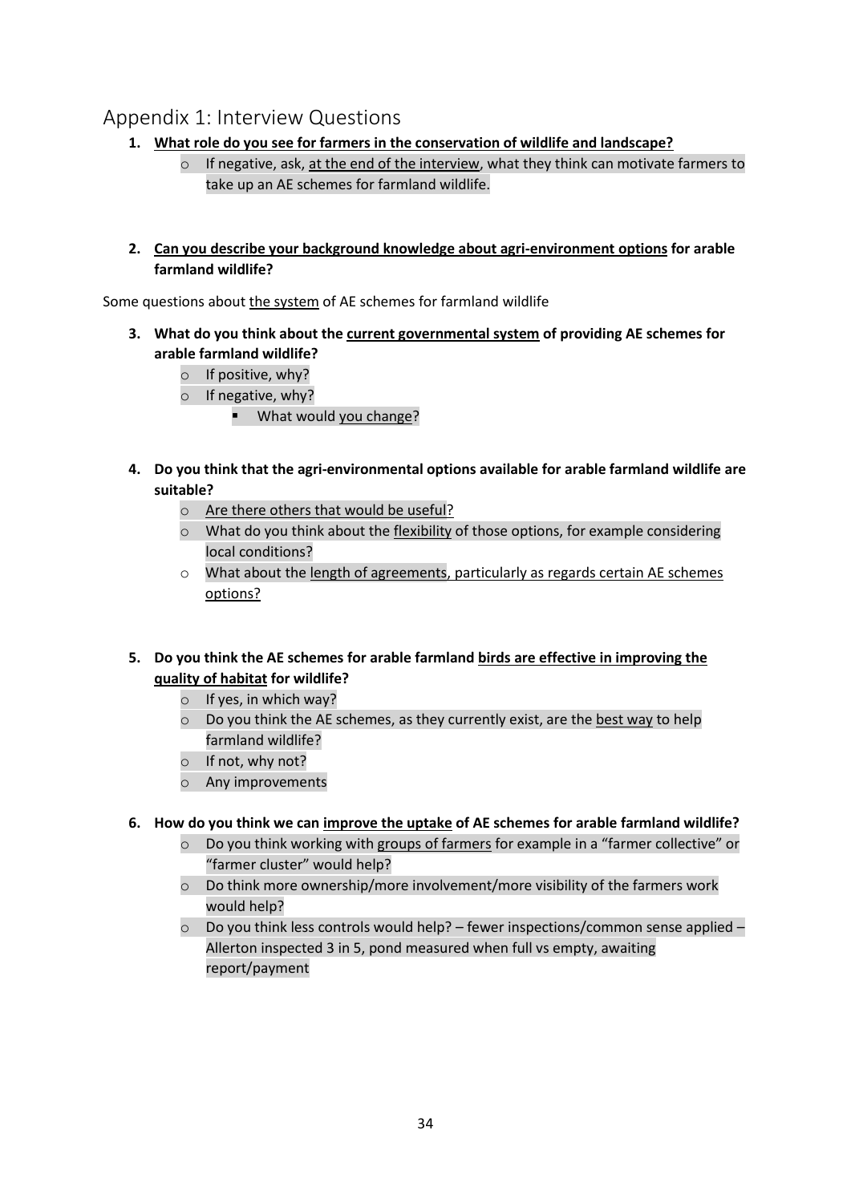## Appendix 1: Interview Questions

1. **What role do you see for farmers in the conservation of wildlife and landscape?**
   - If negative, ask, at the end of the interview, what they think can motivate farmers to take up an AE schemes for farmland wildlife.

2. **Can you describe your background knowledge about agri-environment options for arable farmland wildlife?**

Some questions about the system of AE schemes for farmland wildlife

3. **What do you think about the current governmental system of providing AE schemes for arable farmland wildlife?**
   - If positive, why?
   - If negative, why?
     - What would you change?

4. **Do you think that the agri-environmental options available for arable farmland wildlife are suitable?**
   - Are there others that would be useful?
   - What do you think about the flexibility of those options, for example considering local conditions?
   - What about the length of agreements, particularly as regards certain AE schemes options?

5. **Do you think the AE schemes for arable farmland birds are effective in improving the quality of habitat for wildlife?**
   - If yes, in which way?
   - Do you think the AE schemes, as they currently exist, are the best way to help farmland wildlife?
   - If not, why not?
   - Any improvements

6. **How do you think we can improve the uptake of AE schemes for arable farmland wildlife?**
   - Do you think working with groups of farmers for example in a "farmer collective" or "farmer cluster" would help?
   - Do think more ownership/more involvement/more visibility of the farmers work would help?
   - Do you think less controls would help? – fewer inspections/common sense applied – Allerton inspected 3 in 5, pond measured when full vs empty, awaiting report/payment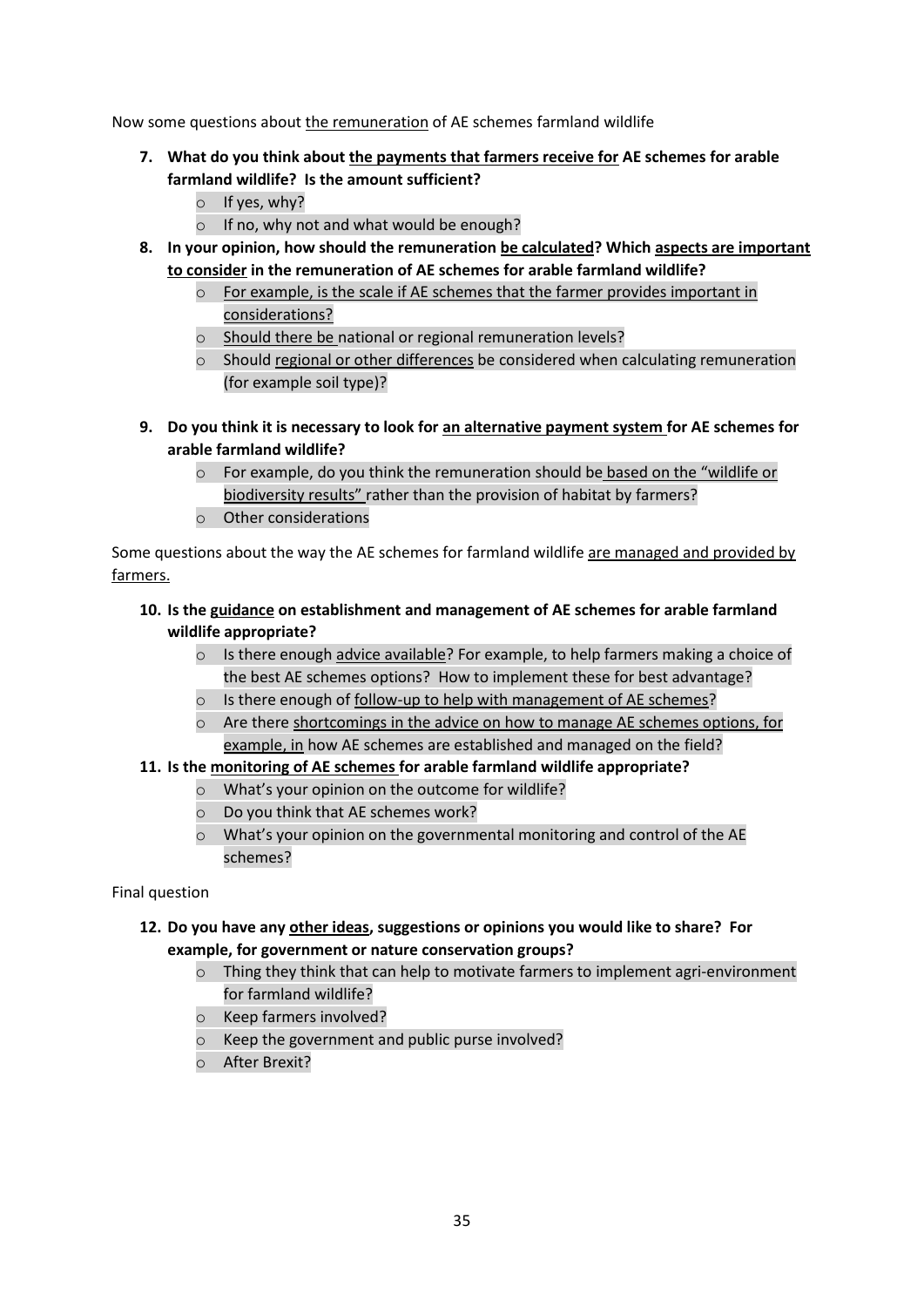Now some questions about <u>the remuneration</u> of AE schemes farmland wildlife

7. **What do you think about <u>the payments that farmers receive for</u> AE schemes for arable farmland wildlife? Is the amount sufficient?**
    - If yes, why?
    - If no, why not and what would be enough?
8. **In your opinion, how should the remuneration <u>be calculated</u>? Which <u>aspects are important to consider</u> in the remuneration of AE schemes for arable farmland wildlife?**
    - <u>For example, is the scale if AE schemes that the farmer provides important in considerations?</u>
    - <u>Should there be</u> national or regional remuneration levels?
    - Should <u>regional or other differences</u> be considered when calculating remuneration (for example soil type)?

9. **Do you think it is necessary to look for <u>an alternative payment system</u> for AE schemes for arable farmland wildlife?**
    - For example, do you think the remuneration should be <u>based on the "wildlife or biodiversity results"</u> rather than the provision of habitat by farmers?
    - Other considerations

Some questions about the way the AE schemes for farmland wildlife <u>are managed and provided by farmers.</u>

10. **Is the <u>guidance</u> on establishment and management of AE schemes for arable farmland wildlife appropriate?**
    - Is there enough <u>advice available</u>? For example, to help farmers making a choice of the best AE schemes options? How to implement these for best advantage?
    - Is there enough of <u>follow-up to help with management of AE schemes</u>?
    - Are there <u>shortcomings in the advice on how to manage AE schemes options, for example, in</u> how AE schemes are established and managed on the field?
11. **Is the <u>monitoring of AE schemes</u> for arable farmland wildlife appropriate?**
    - What's your opinion on the outcome for wildlife?
    - Do you think that AE schemes work?
    - What's your opinion on the governmental monitoring and control of the AE schemes?

Final question

12. **Do you have any <u>other ideas</u>, suggestions or opinions you would like to share? For example, for government or nature conservation groups?**
    - Thing they think that can help to motivate farmers to implement agri-environment for farmland wildlife?
    - Keep farmers involved?
    - Keep the government and public purse involved?
    - After Brexit?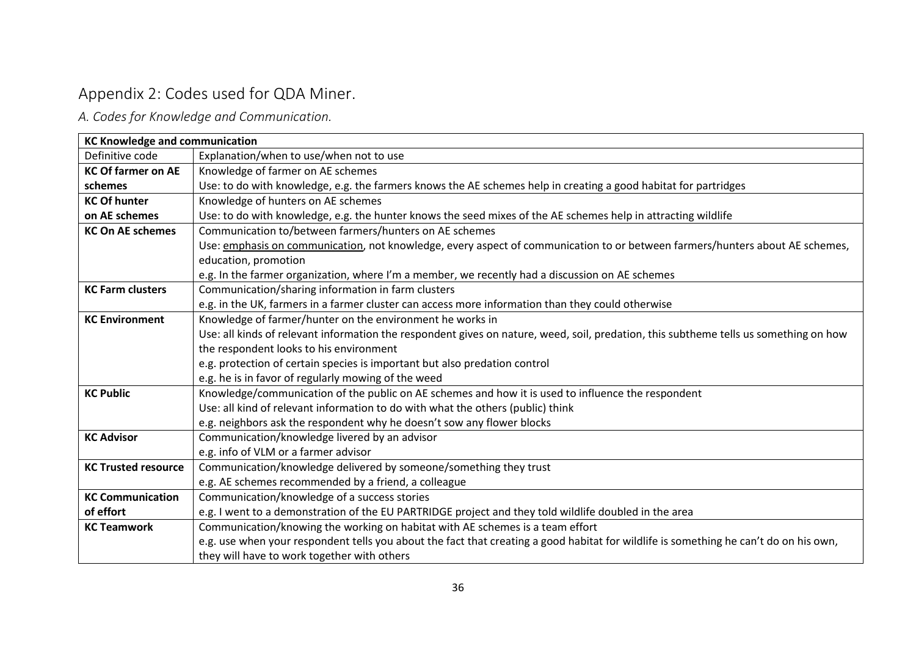## Appendix 2: Codes used for QDA Miner.

### *A. Codes for Knowledge and Communication.*

| **KC Knowledge and communication** | |
|---|---|
| Definitive code | Explanation/when to use/when not to use |
| **KC Of farmer on AE schemes** | Knowledge of farmer on AE schemes<br>Use: to do with knowledge, e.g. the farmers knows the AE schemes help in creating a good habitat for partridges |
| **KC Of hunter on AE schemes** | Knowledge of hunters on AE schemes<br>Use: to do with knowledge, e.g. the hunter knows the seed mixes of the AE schemes help in attracting wildlife |
| **KC On AE schemes** | Communication to/between farmers/hunters on AE schemes<br>Use: <u>emphasis on communication</u>, not knowledge, every aspect of communication to or between farmers/hunters about AE schemes, education, promotion<br>e.g. In the farmer organization, where I'm a member, we recently had a discussion on AE schemes |
| **KC Farm clusters** | Communication/sharing information in farm clusters<br>e.g. in the UK, farmers in a farmer cluster can access more information than they could otherwise |
| **KC Environment** | Knowledge of farmer/hunter on the environment he works in<br>Use: all kinds of relevant information the respondent gives on nature, weed, soil, predation, this subtheme tells us something on how the respondent looks to his environment<br>e.g. protection of certain species is important but also predation control<br>e.g. he is in favor of regularly mowing of the weed |
| **KC Public** | Knowledge/communication of the public on AE schemes and how it is used to influence the respondent<br>Use: all kind of relevant information to do with what the others (public) think<br>e.g. neighbors ask the respondent why he doesn't sow any flower blocks |
| **KC Advisor** | Communication/knowledge livered by an advisor<br>e.g. info of VLM or a farmer advisor |
| **KC Trusted resource** | Communication/knowledge delivered by someone/something they trust<br>e.g. AE schemes recommended by a friend, a colleague |
| **KC Communication of effort** | Communication/knowledge of a success stories<br>e.g. I went to a demonstration of the EU PARTRIDGE project and they told wildlife doubled in the area |
| **KC Teamwork** | Communication/knowing the working on habitat with AE schemes is a team effort<br>e.g. use when your respondent tells you about the fact that creating a good habitat for wildlife is something he can't do on his own, they will have to work together with others |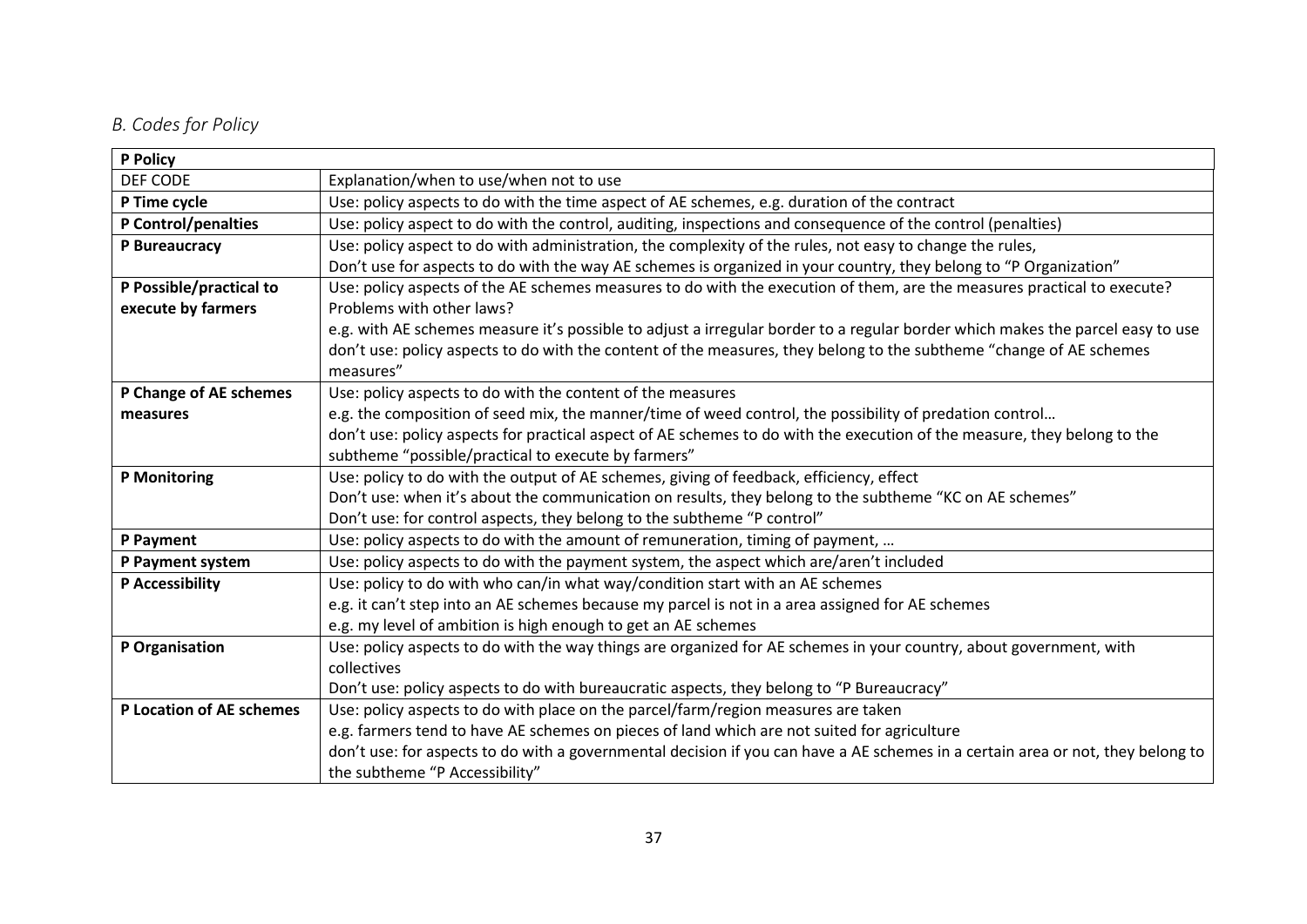### *B. Codes for Policy*

| **P Policy** | |
|---|---|
| DEF CODE | Explanation/when to use/when not to use |
| **P Time cycle** | Use: policy aspects to do with the time aspect of AE schemes, e.g. duration of the contract |
| **P Control/penalties** | Use: policy aspect to do with the control, auditing, inspections and consequence of the control (penalties) |
| **P Bureaucracy** | Use: policy aspect to do with administration, the complexity of the rules, not easy to change the rules,<br>Don't use for aspects to do with the way AE schemes is organized in your country, they belong to "P Organization" |
| **P Possible/practical to execute by farmers** | Use: policy aspects of the AE schemes measures to do with the execution of them, are the measures practical to execute? Problems with other laws?<br>e.g. with AE schemes measure it's possible to adjust a irregular border to a regular border which makes the parcel easy to use<br>don't use: policy aspects to do with the content of the measures, they belong to the subtheme "change of AE schemes measures" |
| **P Change of AE schemes measures** | Use: policy aspects to do with the content of the measures<br>e.g. the composition of seed mix, the manner/time of weed control, the possibility of predation control…<br>don't use: policy aspects for practical aspect of AE schemes to do with the execution of the measure, they belong to the subtheme "possible/practical to execute by farmers" |
| **P Monitoring** | Use: policy to do with the output of AE schemes, giving of feedback, efficiency, effect<br>Don't use: when it's about the communication on results, they belong to the subtheme "KC on AE schemes"<br>Don't use: for control aspects, they belong to the subtheme "P control" |
| **P Payment** | Use: policy aspects to do with the amount of remuneration, timing of payment, … |
| **P Payment system** | Use: policy aspects to do with the payment system, the aspect which are/aren't included |
| **P Accessibility** | Use: policy to do with who can/in what way/condition start with an AE schemes<br>e.g. it can't step into an AE schemes because my parcel is not in a area assigned for AE schemes<br>e.g. my level of ambition is high enough to get an AE schemes |
| **P Organisation** | Use: policy aspects to do with the way things are organized for AE schemes in your country, about government, with collectives<br>Don't use: policy aspects to do with bureaucratic aspects, they belong to "P Bureaucracy" |
| **P Location of AE schemes** | Use: policy aspects to do with place on the parcel/farm/region measures are taken<br>e.g. farmers tend to have AE schemes on pieces of land which are not suited for agriculture<br>don't use: for aspects to do with a governmental decision if you can have a AE schemes in a certain area or not, they belong to the subtheme "P Accessibility" |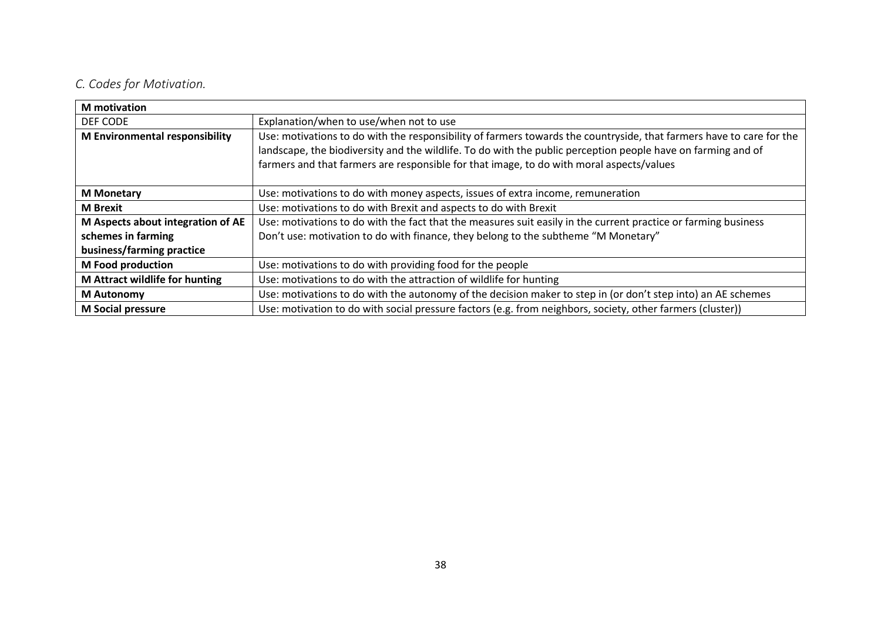*C. Codes for Motivation.*

| **M motivation** | |
|---|---|
| DEF CODE | Explanation/when to use/when not to use |
| **M Environmental responsibility** | Use: motivations to do with the responsibility of farmers towards the countryside, that farmers have to care for the landscape, the biodiversity and the wildlife. To do with the public perception people have on farming and of farmers and that farmers are responsible for that image, to do with moral aspects/values |
| **M Monetary** | Use: motivations to do with money aspects, issues of extra income, remuneration |
| **M Brexit** | Use: motivations to do with Brexit and aspects to do with Brexit |
| **M Aspects about integration of AE schemes in farming business/farming practice** | Use: motivations to do with the fact that the measures suit easily in the current practice or farming business<br>Don't use: motivation to do with finance, they belong to the subtheme "M Monetary" |
| **M Food production** | Use: motivations to do with providing food for the people |
| **M Attract wildlife for hunting** | Use: motivations to do with the attraction of wildlife for hunting |
| **M Autonomy** | Use: motivations to do with the autonomy of the decision maker to step in (or don't step into) an AE schemes |
| **M Social pressure** | Use: motivation to do with social pressure factors (e.g. from neighbors, society, other farmers (cluster)) |